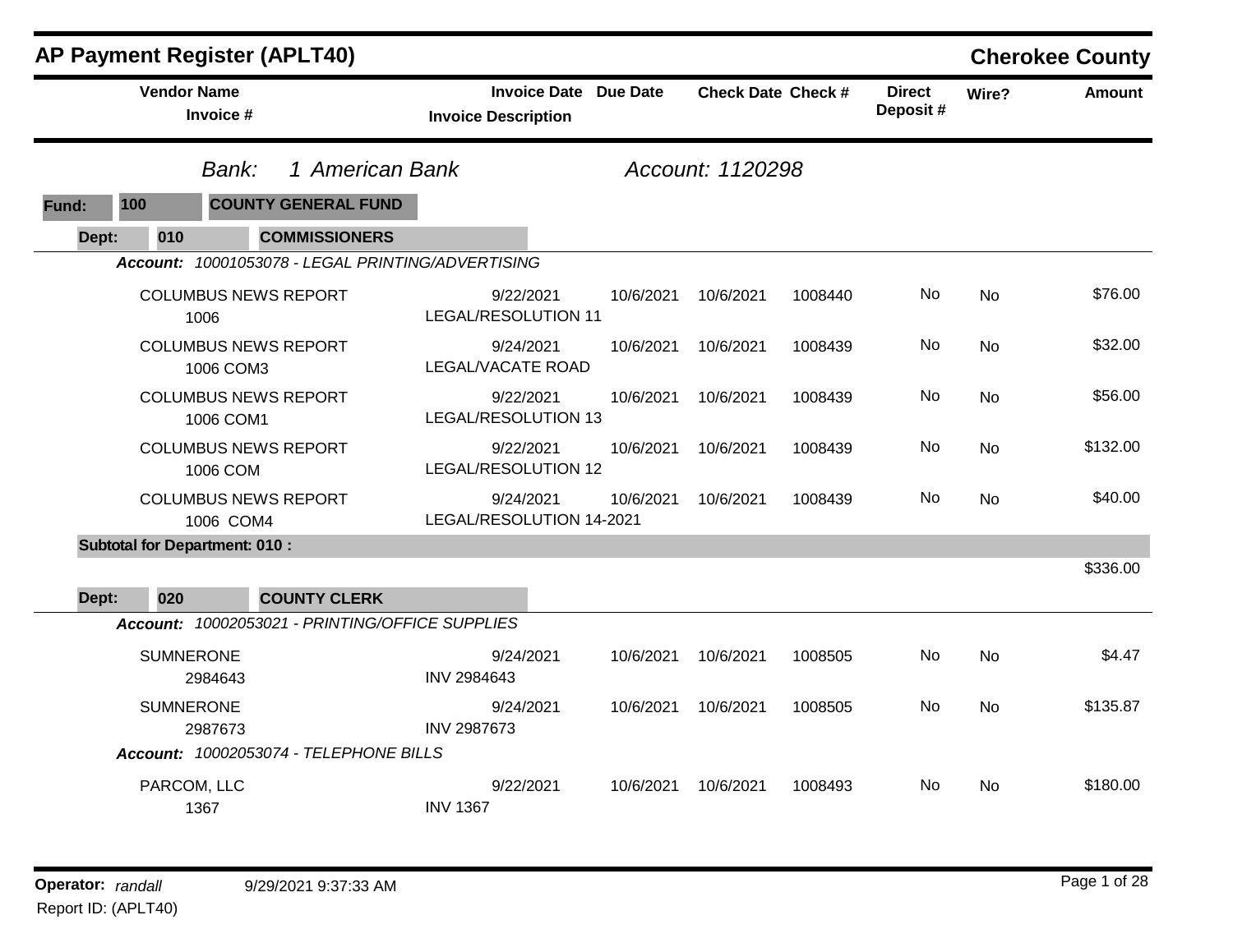# AP Payment Register (APLT40)

**Cherokee County**

**Bank:** 1 American Bank — **Account:** 1120298

**Fund:** 100 — COUNTY GENERAL FUND

## Dept: 010 — COMMISSIONERS

***Account:*** *10001053078 - LEGAL PRINTING/ADVERTISING*

| Vendor Name / Invoice # | Invoice Date / Invoice Description | Due Date | Check Date | Check # | Direct Deposit # | Wire? | Amount |
|---|---|---|---|---|---|---|---|
| COLUMBUS NEWS REPORT<br>1006 | 9/22/2021<br>LEGAL/RESOLUTION 11 | 10/6/2021 | 10/6/2021 | 1008440 | No | No | $76.00 |
| COLUMBUS NEWS REPORT<br>1006 COM3 | 9/24/2021<br>LEGAL/VACATE ROAD | 10/6/2021 | 10/6/2021 | 1008439 | No | No | $32.00 |
| COLUMBUS NEWS REPORT<br>1006 COM1 | 9/22/2021<br>LEGAL/RESOLUTION 13 | 10/6/2021 | 10/6/2021 | 1008439 | No | No | $56.00 |
| COLUMBUS NEWS REPORT<br>1006 COM | 9/22/2021<br>LEGAL/RESOLUTION 12 | 10/6/2021 | 10/6/2021 | 1008439 | No | No | $132.00 |
| COLUMBUS NEWS REPORT<br>1006 COM4 | 9/24/2021<br>LEGAL/RESOLUTION 14-2021 | 10/6/2021 | 10/6/2021 | 1008439 | No | No | $40.00 |

**Subtotal for Department: 010 :** $336.00

## Dept: 020 — COUNTY CLERK

***Account:*** *10002053021 - PRINTING/OFFICE SUPPLIES*

| Vendor Name / Invoice # | Invoice Date / Invoice Description | Due Date | Check Date | Check # | Direct Deposit # | Wire? | Amount |
|---|---|---|---|---|---|---|---|
| SUMNERONE<br>2984643 | 9/24/2021<br>INV 2984643 | 10/6/2021 | 10/6/2021 | 1008505 | No | No | $4.47 |
| SUMNERONE<br>2987673 | 9/24/2021<br>INV 2987673 | 10/6/2021 | 10/6/2021 | 1008505 | No | No | $135.87 |

***Account:*** *10002053074 - TELEPHONE BILLS*

| Vendor Name / Invoice # | Invoice Date / Invoice Description | Due Date | Check Date | Check # | Direct Deposit # | Wire? | Amount |
|---|---|---|---|---|---|---|---|
| PARCOM, LLC<br>1367 | 9/22/2021<br>INV 1367 | 10/6/2021 | 10/6/2021 | 1008493 | No | No | $180.00 |

**Operator:** *randall* 9/29/2021 9:37:33 AM
Report ID: (APLT40)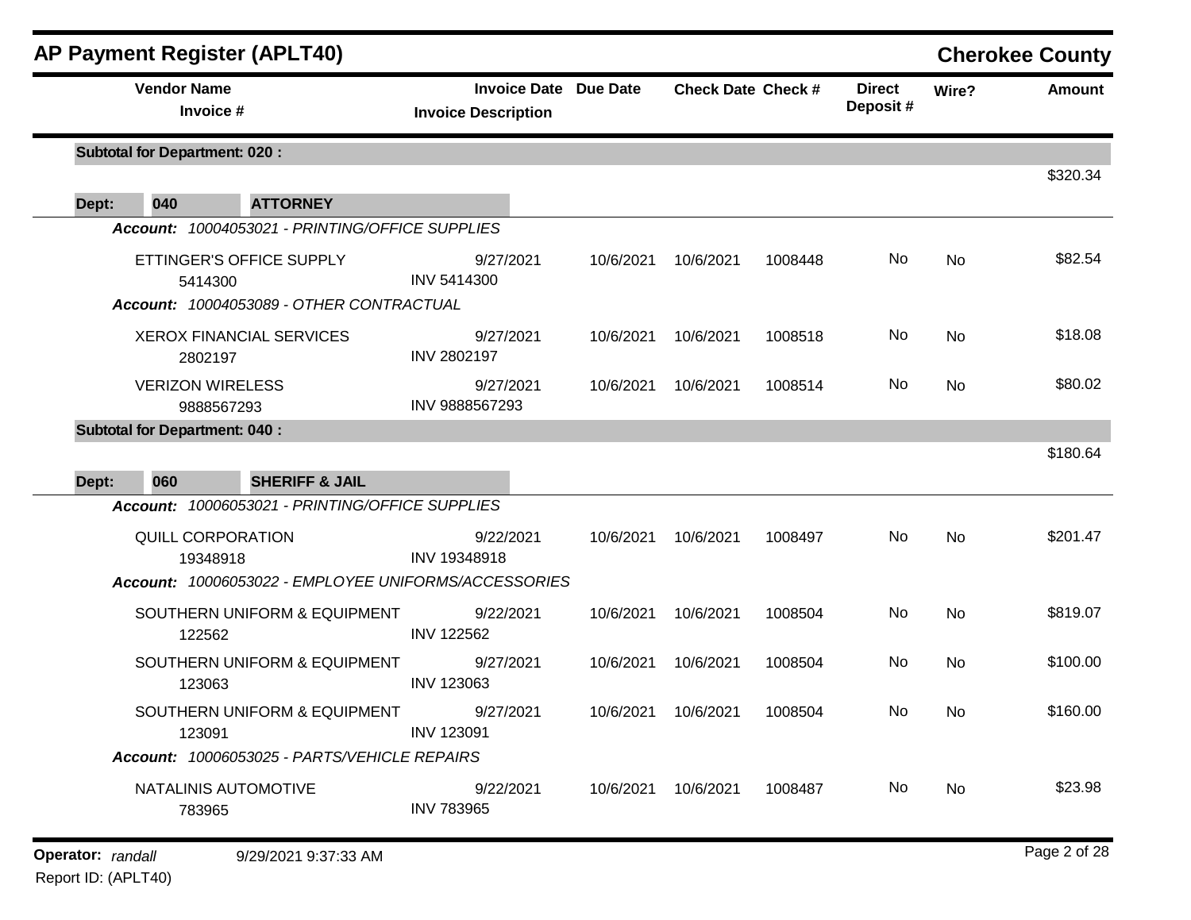# AP Payment Register (APLT40)

## Cherokee County

| Vendor Name / Invoice # | Invoice Date / Invoice Description | Due Date | Check Date | Check # | Direct Deposit # | Wire? | Amount |
|---|---|---|---|---|---|---|---|
| **Subtotal for Department: 020 :** | | | | | | | $320.34 |
| **Dept: 040 ATTORNEY** | | | | | | | |
| ***Account: 10004053021 - PRINTING/OFFICE SUPPLIES*** | | | | | | | |
| ETTINGER'S OFFICE SUPPLY<br>5414300 | 9/27/2021<br>INV 5414300 | 10/6/2021 | 10/6/2021 | 1008448 | No | No | $82.54 |
| ***Account: 10004053089 - OTHER CONTRACTUAL*** | | | | | | | |
| XEROX FINANCIAL SERVICES<br>2802197 | 9/27/2021<br>INV 2802197 | 10/6/2021 | 10/6/2021 | 1008518 | No | No | $18.08 |
| VERIZON WIRELESS<br>9888567293 | 9/27/2021<br>INV 9888567293 | 10/6/2021 | 10/6/2021 | 1008514 | No | No | $80.02 |
| **Subtotal for Department: 040 :** | | | | | | | $180.64 |
| **Dept: 060 SHERIFF & JAIL** | | | | | | | |
| ***Account: 10006053021 - PRINTING/OFFICE SUPPLIES*** | | | | | | | |
| QUILL CORPORATION<br>19348918 | 9/22/2021<br>INV 19348918 | 10/6/2021 | 10/6/2021 | 1008497 | No | No | $201.47 |
| ***Account: 10006053022 - EMPLOYEE UNIFORMS/ACCESSORIES*** | | | | | | | |
| SOUTHERN UNIFORM & EQUIPMENT<br>122562 | 9/22/2021<br>INV 122562 | 10/6/2021 | 10/6/2021 | 1008504 | No | No | $819.07 |
| SOUTHERN UNIFORM & EQUIPMENT<br>123063 | 9/27/2021<br>INV 123063 | 10/6/2021 | 10/6/2021 | 1008504 | No | No | $100.00 |
| SOUTHERN UNIFORM & EQUIPMENT<br>123091 | 9/27/2021<br>INV 123091 | 10/6/2021 | 10/6/2021 | 1008504 | No | No | $160.00 |
| ***Account: 10006053025 - PARTS/VEHICLE REPAIRS*** | | | | | | | |
| NATALINIS AUTOMOTIVE<br>783965 | 9/22/2021<br>INV 783965 | 10/6/2021 | 10/6/2021 | 1008487 | No | No | $23.98 |

**Operator:** *randall* 9/29/2021 9:37:33 AM
Report ID: (APLT40)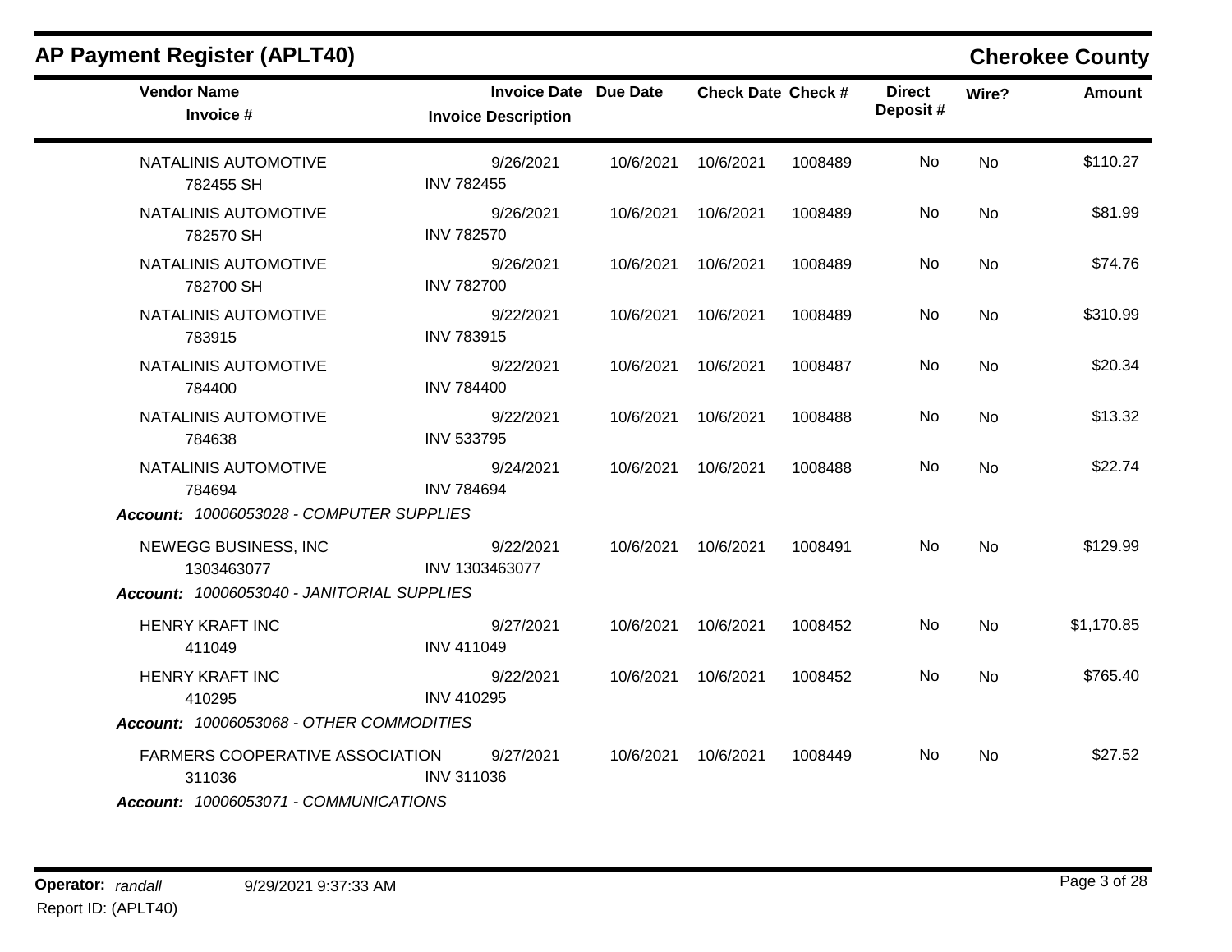# AP Payment Register (APLT40)

## Cherokee County

| Vendor Name / Invoice # | Invoice Date / Invoice Description | Due Date | Check Date | Check # | Direct Deposit # | Wire? | Amount |
|---|---|---|---|---|---|---|---|
| NATALINIS AUTOMOTIVE<br>782455 SH | 9/26/2021<br>INV 782455 | 10/6/2021 | 10/6/2021 | 1008489 | No | No | $110.27 |
| NATALINIS AUTOMOTIVE<br>782570 SH | 9/26/2021<br>INV 782570 | 10/6/2021 | 10/6/2021 | 1008489 | No | No | $81.99 |
| NATALINIS AUTOMOTIVE<br>782700 SH | 9/26/2021<br>INV 782700 | 10/6/2021 | 10/6/2021 | 1008489 | No | No | $74.76 |
| NATALINIS AUTOMOTIVE<br>783915 | 9/22/2021<br>INV 783915 | 10/6/2021 | 10/6/2021 | 1008489 | No | No | $310.99 |
| NATALINIS AUTOMOTIVE<br>784400 | 9/22/2021<br>INV 784400 | 10/6/2021 | 10/6/2021 | 1008487 | No | No | $20.34 |
| NATALINIS AUTOMOTIVE<br>784638 | 9/22/2021<br>INV 533795 | 10/6/2021 | 10/6/2021 | 1008488 | No | No | $13.32 |
| NATALINIS AUTOMOTIVE<br>784694 | 9/24/2021<br>INV 784694 | 10/6/2021 | 10/6/2021 | 1008488 | No | No | $22.74 |
| ***Account:*** *10006053028 - COMPUTER SUPPLIES* | | | | | | | |
| NEWEGG BUSINESS, INC<br>1303463077 | 9/22/2021<br>INV 1303463077 | 10/6/2021 | 10/6/2021 | 1008491 | No | No | $129.99 |
| ***Account:*** *10006053040 - JANITORIAL SUPPLIES* | | | | | | | |
| HENRY KRAFT INC<br>411049 | 9/27/2021<br>INV 411049 | 10/6/2021 | 10/6/2021 | 1008452 | No | No | $1,170.85 |
| HENRY KRAFT INC<br>410295 | 9/22/2021<br>INV 410295 | 10/6/2021 | 10/6/2021 | 1008452 | No | No | $765.40 |
| ***Account:*** *10006053068 - OTHER COMMODITIES* | | | | | | | |
| FARMERS COOPERATIVE ASSOCIATION<br>311036 | 9/27/2021<br>INV 311036 | 10/6/2021 | 10/6/2021 | 1008449 | No | No | $27.52 |
| ***Account:*** *10006053071 - COMMUNICATIONS* | | | | | | | |

**Operator:** *randall* 9/29/2021 9:37:33 AM

Report ID: (APLT40)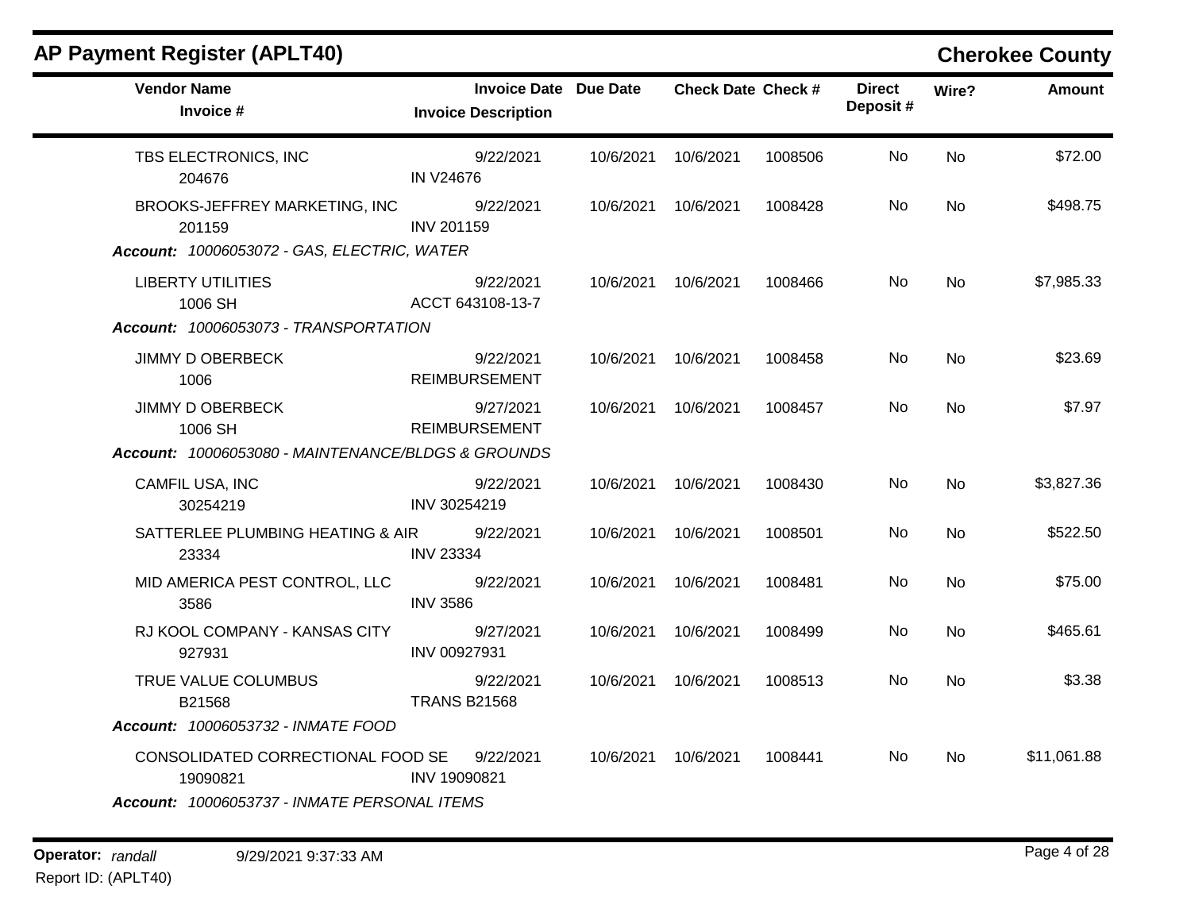## AP Payment Register (APLT40)

**Cherokee County**

| Vendor Name / Invoice # | Invoice Date / Invoice Description | Due Date | Check Date | Check # | Direct Deposit # | Wire? | Amount |
|---|---|---|---|---|---|---|---|
| TBS ELECTRONICS, INC | 9/22/2021 | 10/6/2021 | 10/6/2021 | 1008506 | No | No | $72.00 |
| 204676 | IN V24676 | | | | | | |
| BROOKS-JEFFREY MARKETING, INC | 9/22/2021 | 10/6/2021 | 10/6/2021 | 1008428 | No | No | $498.75 |
| 201159 | INV 201159 | | | | | | |
| ***Account:** 10006053072 - GAS, ELECTRIC, WATER* | | | | | | | |
| LIBERTY UTILITIES | 9/22/2021 | 10/6/2021 | 10/6/2021 | 1008466 | No | No | $7,985.33 |
| 1006 SH | ACCT 643108-13-7 | | | | | | |
| ***Account:** 10006053073 - TRANSPORTATION* | | | | | | | |
| JIMMY D OBERBECK | 9/22/2021 | 10/6/2021 | 10/6/2021 | 1008458 | No | No | $23.69 |
| 1006 | REIMBURSEMENT | | | | | | |
| JIMMY D OBERBECK | 9/27/2021 | 10/6/2021 | 10/6/2021 | 1008457 | No | No | $7.97 |
| 1006 SH | REIMBURSEMENT | | | | | | |
| ***Account:** 10006053080 - MAINTENANCE/BLDGS & GROUNDS* | | | | | | | |
| CAMFIL USA, INC | 9/22/2021 | 10/6/2021 | 10/6/2021 | 1008430 | No | No | $3,827.36 |
| 30254219 | INV 30254219 | | | | | | |
| SATTERLEE PLUMBING HEATING & AIR | 9/22/2021 | 10/6/2021 | 10/6/2021 | 1008501 | No | No | $522.50 |
| 23334 | INV 23334 | | | | | | |
| MID AMERICA PEST CONTROL, LLC | 9/22/2021 | 10/6/2021 | 10/6/2021 | 1008481 | No | No | $75.00 |
| 3586 | INV 3586 | | | | | | |
| RJ KOOL COMPANY - KANSAS CITY | 9/27/2021 | 10/6/2021 | 10/6/2021 | 1008499 | No | No | $465.61 |
| 927931 | INV 00927931 | | | | | | |
| TRUE VALUE COLUMBUS | 9/22/2021 | 10/6/2021 | 10/6/2021 | 1008513 | No | No | $3.38 |
| B21568 | TRANS B21568 | | | | | | |
| ***Account:** 10006053732 - INMATE FOOD* | | | | | | | |
| CONSOLIDATED CORRECTIONAL FOOD SE | 9/22/2021 | 10/6/2021 | 10/6/2021 | 1008441 | No | No | $11,061.88 |
| 19090821 | INV 19090821 | | | | | | |
| ***Account:** 10006053737 - INMATE PERSONAL ITEMS* | | | | | | | |

**Operator:** *randall* 9/29/2021 9:37:33 AM

Report ID: (APLT40)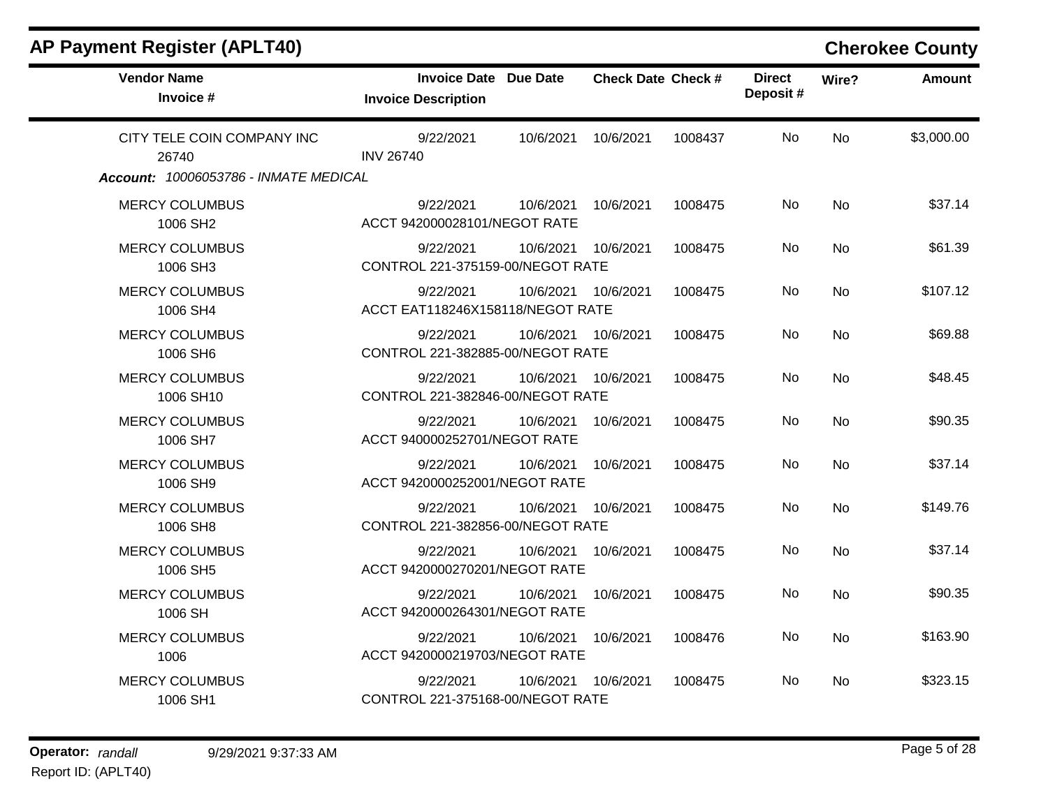## AP Payment Register (APLT40)

**Cherokee County**

| Vendor Name / Invoice # | Invoice Date / Invoice Description | Due Date | Check Date | Check # | Direct Deposit # | Wire? | Amount |
|---|---|---|---|---|---|---|---|
| CITY TELE COIN COMPANY INC<br>26740 | 9/22/2021<br>INV 26740 | 10/6/2021 | 10/6/2021 | 1008437 | No | No | $3,000.00 |

***Account:*** *10006053786 - INMATE MEDICAL*

| Vendor Name / Invoice # | Invoice Date / Invoice Description | Due Date | Check Date | Check # | Direct Deposit # | Wire? | Amount |
|---|---|---|---|---|---|---|---|
| MERCY COLUMBUS<br>1006 SH2 | 9/22/2021<br>ACCT 942000028101/NEGOT RATE | 10/6/2021 | 10/6/2021 | 1008475 | No | No | $37.14 |
| MERCY COLUMBUS<br>1006 SH3 | 9/22/2021<br>CONTROL 221-375159-00/NEGOT RATE | 10/6/2021 | 10/6/2021 | 1008475 | No | No | $61.39 |
| MERCY COLUMBUS<br>1006 SH4 | 9/22/2021<br>ACCT EAT118246X158118/NEGOT RATE | 10/6/2021 | 10/6/2021 | 1008475 | No | No | $107.12 |
| MERCY COLUMBUS<br>1006 SH6 | 9/22/2021<br>CONTROL 221-382885-00/NEGOT RATE | 10/6/2021 | 10/6/2021 | 1008475 | No | No | $69.88 |
| MERCY COLUMBUS<br>1006 SH10 | 9/22/2021<br>CONTROL 221-382846-00/NEGOT RATE | 10/6/2021 | 10/6/2021 | 1008475 | No | No | $48.45 |
| MERCY COLUMBUS<br>1006 SH7 | 9/22/2021<br>ACCT 940000252701/NEGOT RATE | 10/6/2021 | 10/6/2021 | 1008475 | No | No | $90.35 |
| MERCY COLUMBUS<br>1006 SH9 | 9/22/2021<br>ACCT 9420000252001/NEGOT RATE | 10/6/2021 | 10/6/2021 | 1008475 | No | No | $37.14 |
| MERCY COLUMBUS<br>1006 SH8 | 9/22/2021<br>CONTROL 221-382856-00/NEGOT RATE | 10/6/2021 | 10/6/2021 | 1008475 | No | No | $149.76 |
| MERCY COLUMBUS<br>1006 SH5 | 9/22/2021<br>ACCT 9420000270201/NEGOT RATE | 10/6/2021 | 10/6/2021 | 1008475 | No | No | $37.14 |
| MERCY COLUMBUS<br>1006 SH | 9/22/2021<br>ACCT 9420000264301/NEGOT RATE | 10/6/2021 | 10/6/2021 | 1008475 | No | No | $90.35 |
| MERCY COLUMBUS<br>1006 | 9/22/2021<br>ACCT 9420000219703/NEGOT RATE | 10/6/2021 | 10/6/2021 | 1008476 | No | No | $163.90 |
| MERCY COLUMBUS<br>1006 SH1 | 9/22/2021<br>CONTROL 221-375168-00/NEGOT RATE | 10/6/2021 | 10/6/2021 | 1008475 | No | No | $323.15 |

**Operator:** *randall* 9/29/2021 9:37:33 AM
Report ID: (APLT40)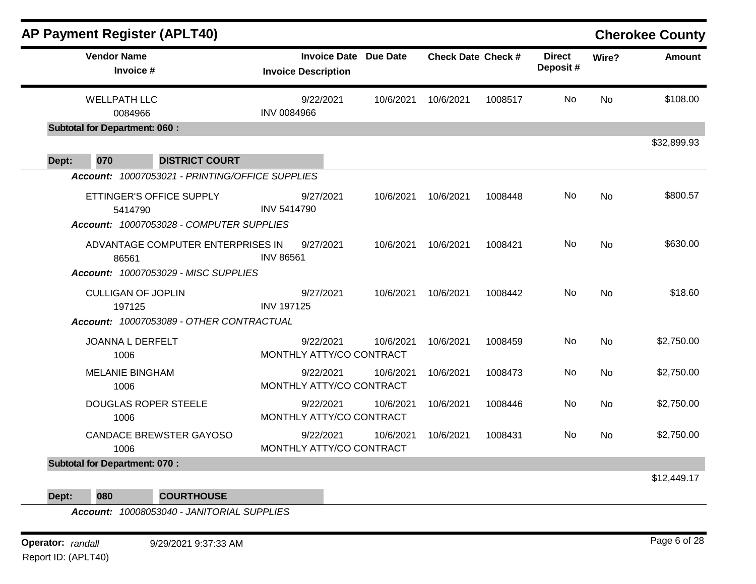# AP Payment Register (APLT40)

## Cherokee County

| Vendor Name / Invoice # | Invoice Date / Invoice Description | Due Date | Check Date | Check # | Direct Deposit # | Wire? | Amount |
|---|---|---|---|---|---|---|---|
| WELLPATH LLC<br>0084966 | 9/22/2021<br>INV 0084966 | 10/6/2021 | 10/6/2021 | 1008517 | No | No | $108.00 |
| **Subtotal for Department: 060 :** | | | | | | | $32,899.93 |

**Dept: 070 DISTRICT COURT**

*Account: 10007053021 - PRINTING/OFFICE SUPPLIES*

| Vendor Name / Invoice # | Invoice Date / Invoice Description | Due Date | Check Date | Check # | Direct Deposit # | Wire? | Amount |
|---|---|---|---|---|---|---|---|
| ETTINGER'S OFFICE SUPPLY<br>5414790 | 9/27/2021<br>INV 5414790 | 10/6/2021 | 10/6/2021 | 1008448 | No | No | $800.57 |
| *Account: 10007053028 - COMPUTER SUPPLIES* | | | | | | | |
| ADVANTAGE COMPUTER ENTERPRISES IN<br>86561 | 9/27/2021<br>INV 86561 | 10/6/2021 | 10/6/2021 | 1008421 | No | No | $630.00 |
| *Account: 10007053029 - MISC SUPPLIES* | | | | | | | |
| CULLIGAN OF JOPLIN<br>197125 | 9/27/2021<br>INV 197125 | 10/6/2021 | 10/6/2021 | 1008442 | No | No | $18.60 |
| *Account: 10007053089 - OTHER CONTRACTUAL* | | | | | | | |
| JOANNA L DERFELT<br>1006 | 9/22/2021<br>MONTHLY ATTY/CO CONTRACT | 10/6/2021 | 10/6/2021 | 1008459 | No | No | $2,750.00 |
| MELANIE BINGHAM<br>1006 | 9/22/2021<br>MONTHLY ATTY/CO CONTRACT | 10/6/2021 | 10/6/2021 | 1008473 | No | No | $2,750.00 |
| DOUGLAS ROPER STEELE<br>1006 | 9/22/2021<br>MONTHLY ATTY/CO CONTRACT | 10/6/2021 | 10/6/2021 | 1008446 | No | No | $2,750.00 |
| CANDACE BREWSTER GAYOSO<br>1006 | 9/22/2021<br>MONTHLY ATTY/CO CONTRACT | 10/6/2021 | 10/6/2021 | 1008431 | No | No | $2,750.00 |
| **Subtotal for Department: 070 :** | | | | | | | $12,449.17 |

**Dept: 080 COURTHOUSE**

*Account: 10008053040 - JANITORIAL SUPPLIES*

Operator: *randall* 9/29/2021 9:37:33 AM

Report ID: (APLT40)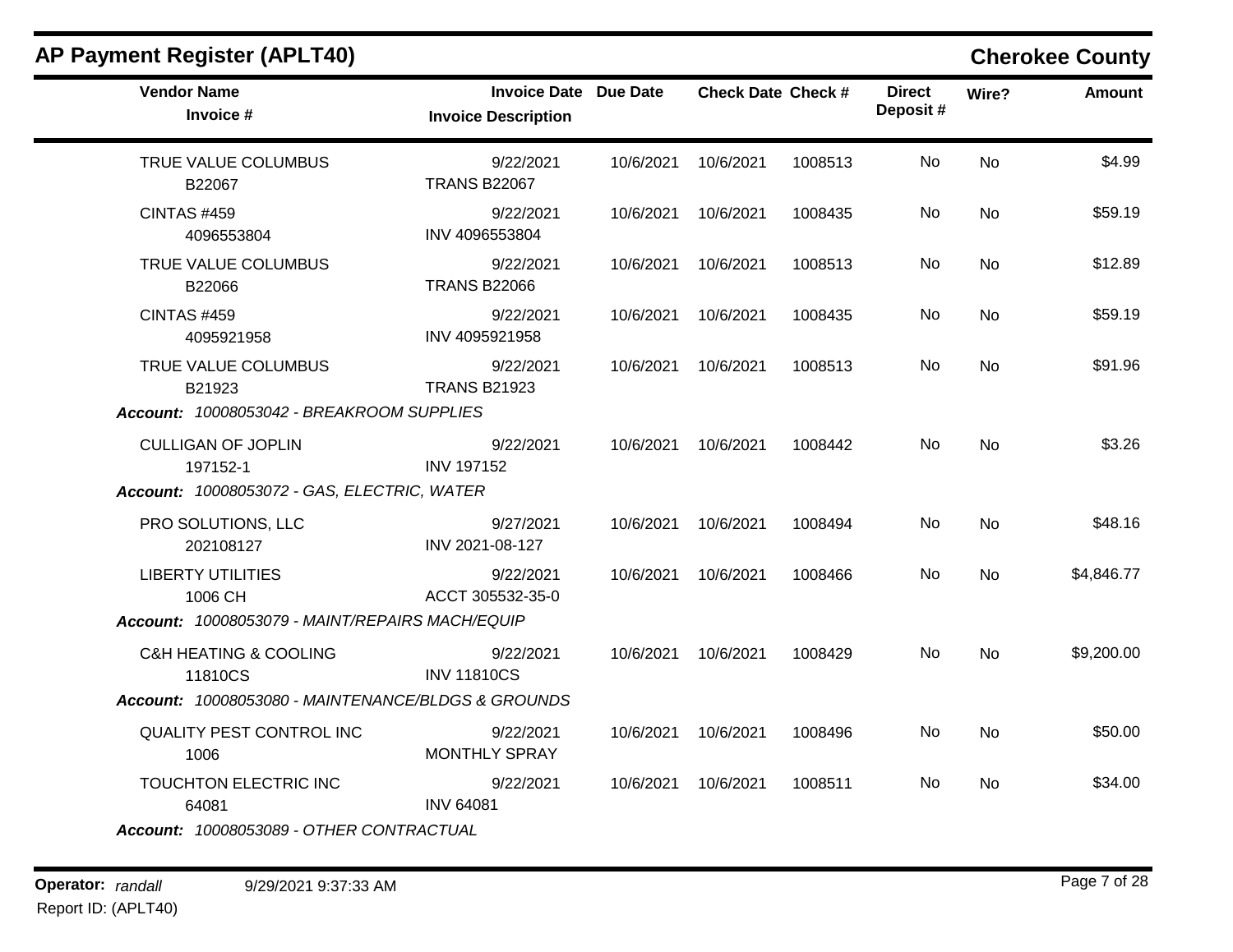## AP Payment Register (APLT40)

**Cherokee County**

| Vendor Name / Invoice # | Invoice Date / Invoice Description | Due Date | Check Date | Check # | Direct Deposit # | Wire? | Amount |
|---|---|---|---|---|---|---|---|
| TRUE VALUE COLUMBUS<br>B22067 | 9/22/2021<br>TRANS B22067 | 10/6/2021 | 10/6/2021 | 1008513 | No | No | $4.99 |
| CINTAS #459<br>4096553804 | 9/22/2021<br>INV 4096553804 | 10/6/2021 | 10/6/2021 | 1008435 | No | No | $59.19 |
| TRUE VALUE COLUMBUS<br>B22066 | 9/22/2021<br>TRANS B22066 | 10/6/2021 | 10/6/2021 | 1008513 | No | No | $12.89 |
| CINTAS #459<br>4095921958 | 9/22/2021<br>INV 4095921958 | 10/6/2021 | 10/6/2021 | 1008435 | No | No | $59.19 |
| TRUE VALUE COLUMBUS<br>B21923 | 9/22/2021<br>TRANS B21923 | 10/6/2021 | 10/6/2021 | 1008513 | No | No | $91.96 |
| ***Account:*** *10008053042 - BREAKROOM SUPPLIES* | | | | | | | |
| CULLIGAN OF JOPLIN<br>197152-1 | 9/22/2021<br>INV 197152 | 10/6/2021 | 10/6/2021 | 1008442 | No | No | $3.26 |
| ***Account:*** *10008053072 - GAS, ELECTRIC, WATER* | | | | | | | |
| PRO SOLUTIONS, LLC<br>202108127 | 9/27/2021<br>INV 2021-08-127 | 10/6/2021 | 10/6/2021 | 1008494 | No | No | $48.16 |
| LIBERTY UTILITIES<br>1006 CH | 9/22/2021<br>ACCT 305532-35-0 | 10/6/2021 | 10/6/2021 | 1008466 | No | No | $4,846.77 |
| ***Account:*** *10008053079 - MAINT/REPAIRS MACH/EQUIP* | | | | | | | |
| C&H HEATING & COOLING<br>11810CS | 9/22/2021<br>INV 11810CS | 10/6/2021 | 10/6/2021 | 1008429 | No | No | $9,200.00 |
| ***Account:*** *10008053080 - MAINTENANCE/BLDGS & GROUNDS* | | | | | | | |
| QUALITY PEST CONTROL INC<br>1006 | 9/22/2021<br>MONTHLY SPRAY | 10/6/2021 | 10/6/2021 | 1008496 | No | No | $50.00 |
| TOUCHTON ELECTRIC INC<br>64081 | 9/22/2021<br>INV 64081 | 10/6/2021 | 10/6/2021 | 1008511 | No | No | $34.00 |
| ***Account:*** *10008053089 - OTHER CONTRACTUAL* | | | | | | | |

**Operator:** *randall* 9/29/2021 9:37:33 AM
Report ID: (APLT40)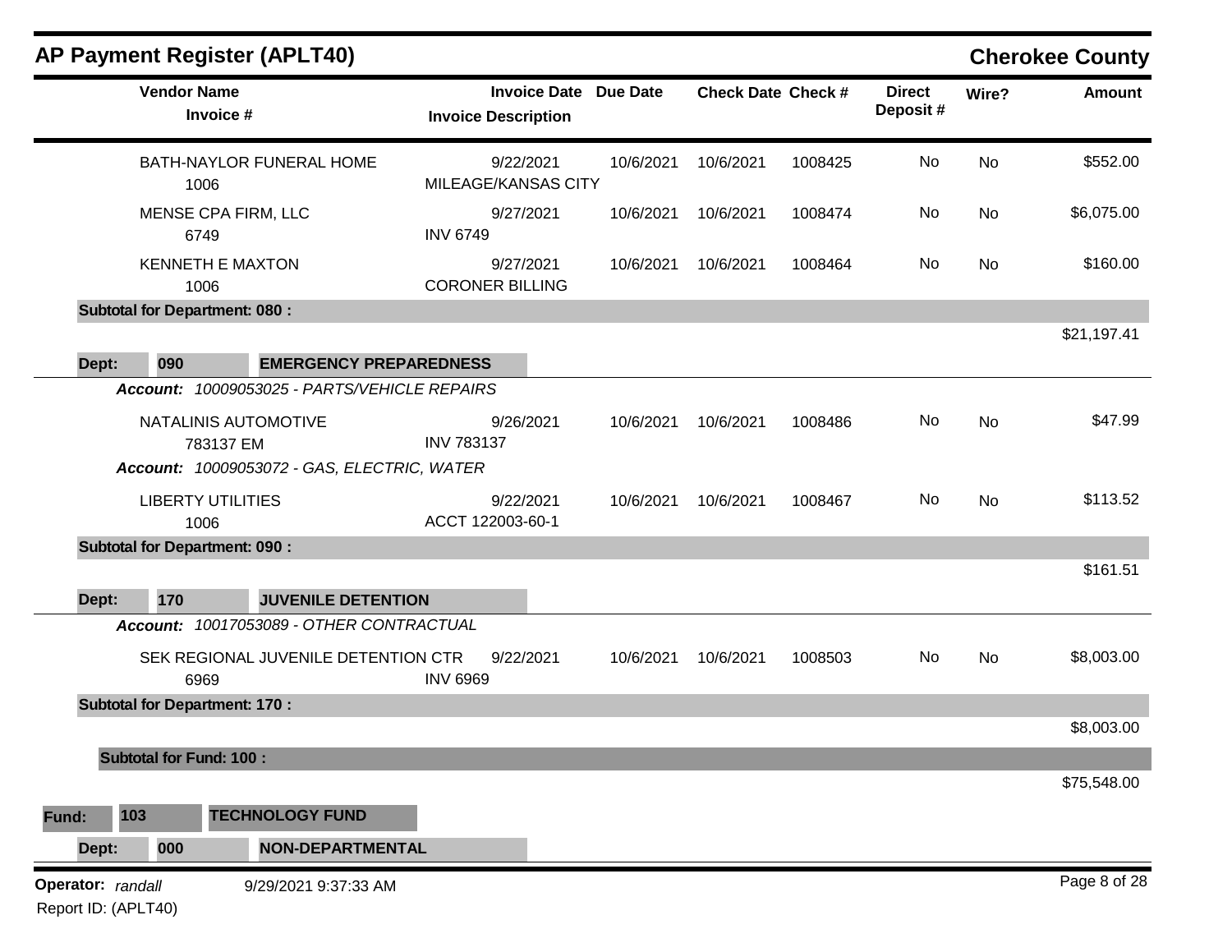## AP Payment Register (APLT40) — Cherokee County

| Vendor Name / Invoice # | Invoice Date / Invoice Description | Due Date | Check Date | Check # | Direct Deposit # | Wire? | Amount |
|---|---|---|---|---|---|---|---|
| BATH-NAYLOR FUNERAL HOME<br>1006 | 9/22/2021<br>MILEAGE/KANSAS CITY | 10/6/2021 | 10/6/2021 | 1008425 | No | No | $552.00 |
| MENSE CPA FIRM, LLC<br>6749 | 9/27/2021<br>INV 6749 | 10/6/2021 | 10/6/2021 | 1008474 | No | No | $6,075.00 |
| KENNETH E MAXTON<br>1006 | 9/27/2021<br>CORONER BILLING | 10/6/2021 | 10/6/2021 | 1008464 | No | No | $160.00 |
| **Subtotal for Department: 080 :** | | | | | | | $21,197.41 |
| **Dept: 090 EMERGENCY PREPAREDNESS** | | | | | | | |
| ***Account:** 10009053025 - PARTS/VEHICLE REPAIRS* | | | | | | | |
| NATALINIS AUTOMOTIVE<br>783137 EM | 9/26/2021<br>INV 783137 | 10/6/2021 | 10/6/2021 | 1008486 | No | No | $47.99 |
| ***Account:** 10009053072 - GAS, ELECTRIC, WATER* | | | | | | | |
| LIBERTY UTILITIES<br>1006 | 9/22/2021<br>ACCT 122003-60-1 | 10/6/2021 | 10/6/2021 | 1008467 | No | No | $113.52 |
| **Subtotal for Department: 090 :** | | | | | | | $161.51 |
| **Dept: 170 JUVENILE DETENTION** | | | | | | | |
| ***Account:** 10017053089 - OTHER CONTRACTUAL* | | | | | | | |
| SEK REGIONAL JUVENILE DETENTION CTR<br>6969 | 9/22/2021<br>INV 6969 | 10/6/2021 | 10/6/2021 | 1008503 | No | No | $8,003.00 |
| **Subtotal for Department: 170 :** | | | | | | | $8,003.00 |
| **Subtotal for Fund: 100 :** | | | | | | | $75,548.00 |

**Fund: 103 TECHNOLOGY FUND**

**Dept: 000 NON-DEPARTMENTAL**

**Operator:** *randall* 9/29/2021 9:37:33 AM
Report ID: (APLT40)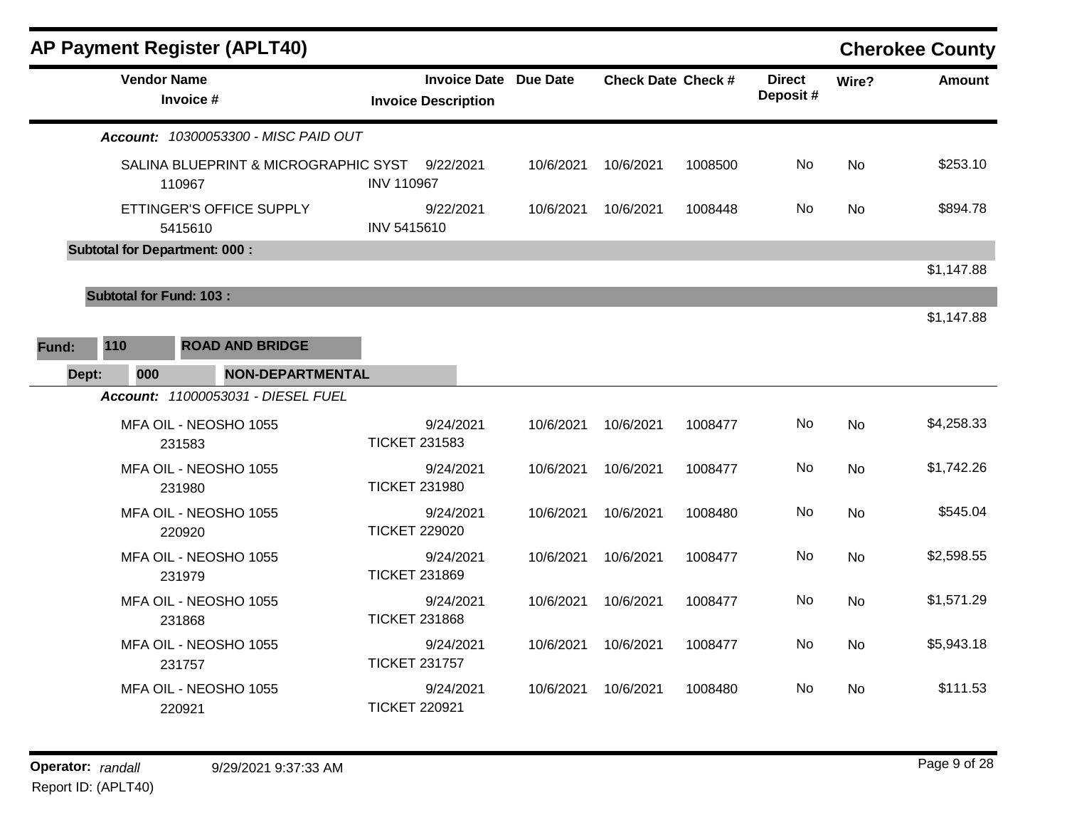# AP Payment Register (APLT40)

**Cherokee County**

| Vendor Name / Invoice # | Invoice Date / Invoice Description | Due Date | Check Date | Check # | Direct Deposit # | Wire? | Amount |
|---|---|---|---|---|---|---|---|
| ***Account:*** *10300053300 - MISC PAID OUT* | | | | | | | |
| SALINA BLUEPRINT & MICROGRAPHIC SYST<br>110967 | 9/22/2021<br>INV 110967 | 10/6/2021 | 10/6/2021 | 1008500 | No | No | $253.10 |
| ETTINGER'S OFFICE SUPPLY<br>5415610 | 9/22/2021<br>INV 5415610 | 10/6/2021 | 10/6/2021 | 1008448 | No | No | $894.78 |
| **Subtotal for Department: 000 :** | | | | | | | $1,147.88 |
| **Subtotal for Fund: 103 :** | | | | | | | $1,147.88 |
| **Fund: 110 ROAD AND BRIDGE** | | | | | | | |
| **Dept: 000 NON-DEPARTMENTAL** | | | | | | | |
| ***Account:*** *11000053031 - DIESEL FUEL* | | | | | | | |
| MFA OIL - NEOSHO 1055<br>231583 | 9/24/2021<br>TICKET 231583 | 10/6/2021 | 10/6/2021 | 1008477 | No | No | $4,258.33 |
| MFA OIL - NEOSHO 1055<br>231980 | 9/24/2021<br>TICKET 231980 | 10/6/2021 | 10/6/2021 | 1008477 | No | No | $1,742.26 |
| MFA OIL - NEOSHO 1055<br>220920 | 9/24/2021<br>TICKET 229020 | 10/6/2021 | 10/6/2021 | 1008480 | No | No | $545.04 |
| MFA OIL - NEOSHO 1055<br>231979 | 9/24/2021<br>TICKET 231869 | 10/6/2021 | 10/6/2021 | 1008477 | No | No | $2,598.55 |
| MFA OIL - NEOSHO 1055<br>231868 | 9/24/2021<br>TICKET 231868 | 10/6/2021 | 10/6/2021 | 1008477 | No | No | $1,571.29 |
| MFA OIL - NEOSHO 1055<br>231757 | 9/24/2021<br>TICKET 231757 | 10/6/2021 | 10/6/2021 | 1008477 | No | No | $5,943.18 |
| MFA OIL - NEOSHO 1055<br>220921 | 9/24/2021<br>TICKET 220921 | 10/6/2021 | 10/6/2021 | 1008480 | No | No | $111.53 |

**Operator:** *randall* 9/29/2021 9:37:33 AM

Report ID: (APLT40)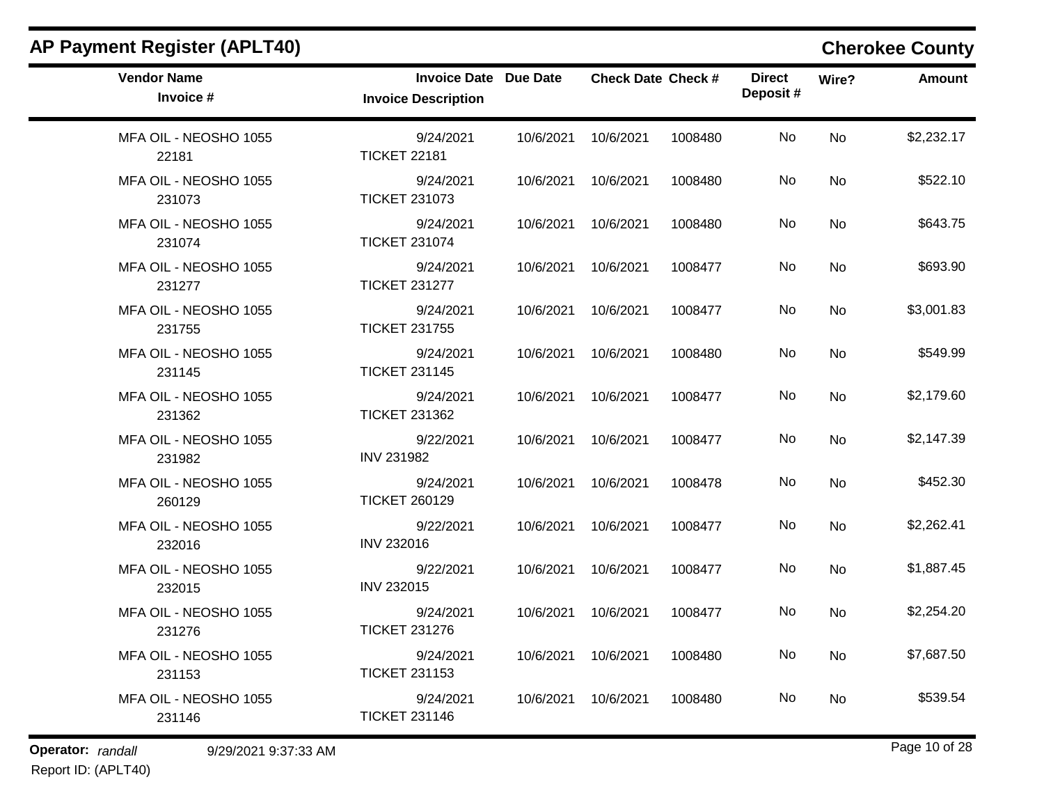# AP Payment Register (APLT40)

## Cherokee County

| Vendor Name / Invoice # | Invoice Date / Invoice Description | Due Date | Check Date | Check # | Direct Deposit # | Wire? | Amount |
|---|---|---|---|---|---|---|---|
| MFA OIL - NEOSHO 1055 / 22181 | 9/24/2021 / TICKET 22181 | 10/6/2021 | 10/6/2021 | 1008480 | No | No | $2,232.17 |
| MFA OIL - NEOSHO 1055 / 231073 | 9/24/2021 / TICKET 231073 | 10/6/2021 | 10/6/2021 | 1008480 | No | No | $522.10 |
| MFA OIL - NEOSHO 1055 / 231074 | 9/24/2021 / TICKET 231074 | 10/6/2021 | 10/6/2021 | 1008480 | No | No | $643.75 |
| MFA OIL - NEOSHO 1055 / 231277 | 9/24/2021 / TICKET 231277 | 10/6/2021 | 10/6/2021 | 1008477 | No | No | $693.90 |
| MFA OIL - NEOSHO 1055 / 231755 | 9/24/2021 / TICKET 231755 | 10/6/2021 | 10/6/2021 | 1008477 | No | No | $3,001.83 |
| MFA OIL - NEOSHO 1055 / 231145 | 9/24/2021 / TICKET 231145 | 10/6/2021 | 10/6/2021 | 1008480 | No | No | $549.99 |
| MFA OIL - NEOSHO 1055 / 231362 | 9/24/2021 / TICKET 231362 | 10/6/2021 | 10/6/2021 | 1008477 | No | No | $2,179.60 |
| MFA OIL - NEOSHO 1055 / 231982 | 9/22/2021 / INV 231982 | 10/6/2021 | 10/6/2021 | 1008477 | No | No | $2,147.39 |
| MFA OIL - NEOSHO 1055 / 260129 | 9/24/2021 / TICKET 260129 | 10/6/2021 | 10/6/2021 | 1008478 | No | No | $452.30 |
| MFA OIL - NEOSHO 1055 / 232016 | 9/22/2021 / INV 232016 | 10/6/2021 | 10/6/2021 | 1008477 | No | No | $2,262.41 |
| MFA OIL - NEOSHO 1055 / 232015 | 9/22/2021 / INV 232015 | 10/6/2021 | 10/6/2021 | 1008477 | No | No | $1,887.45 |
| MFA OIL - NEOSHO 1055 / 231276 | 9/24/2021 / TICKET 231276 | 10/6/2021 | 10/6/2021 | 1008477 | No | No | $2,254.20 |
| MFA OIL - NEOSHO 1055 / 231153 | 9/24/2021 / TICKET 231153 | 10/6/2021 | 10/6/2021 | 1008480 | No | No | $7,687.50 |
| MFA OIL - NEOSHO 1055 / 231146 | 9/24/2021 / TICKET 231146 | 10/6/2021 | 10/6/2021 | 1008480 | No | No | $539.54 |

**Operator:** *randall* 9/29/2021 9:37:33 AM

Report ID: (APLT40)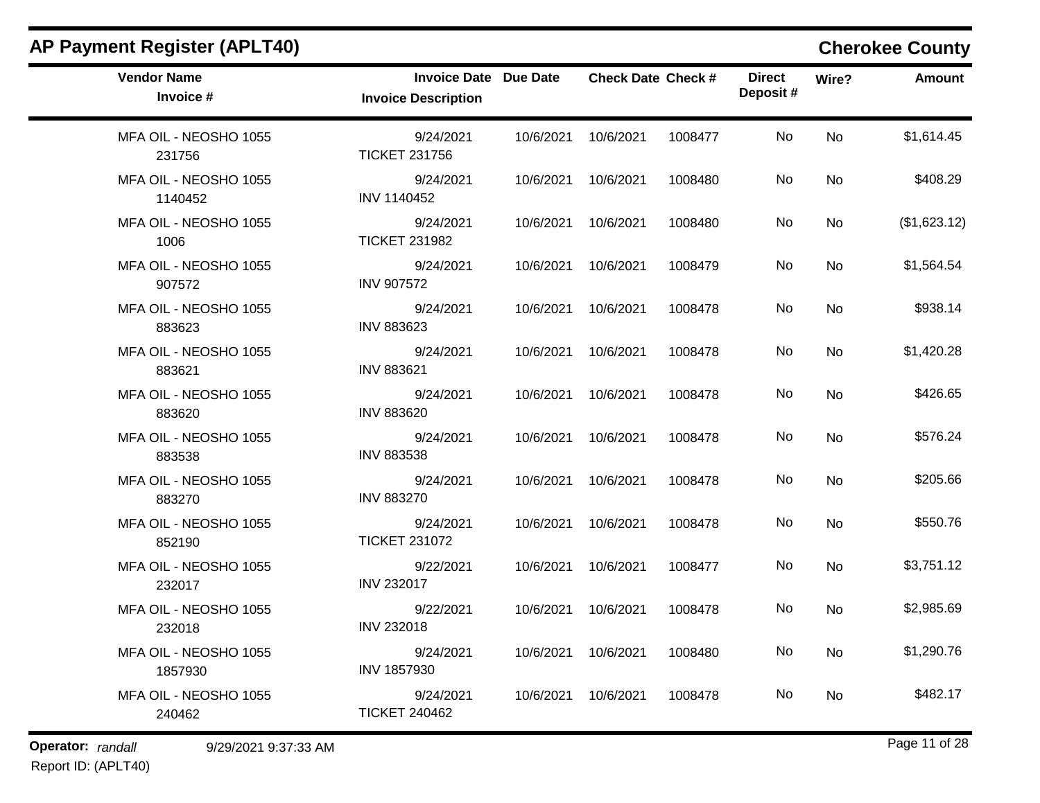## AP Payment Register (APLT40)

## Cherokee County

| Vendor Name<br>Invoice # | Invoice Date<br>Invoice Description | Due Date | Check Date | Check # | Direct Deposit # | Wire? | Amount |
|---|---|---|---|---|---|---|---|
| MFA OIL - NEOSHO 1055<br>231756 | 9/24/2021<br>TICKET 231756 | 10/6/2021 | 10/6/2021 | 1008477 | No | No | $1,614.45 |
| MFA OIL - NEOSHO 1055<br>1140452 | 9/24/2021<br>INV 1140452 | 10/6/2021 | 10/6/2021 | 1008480 | No | No | $408.29 |
| MFA OIL - NEOSHO 1055<br>1006 | 9/24/2021<br>TICKET 231982 | 10/6/2021 | 10/6/2021 | 1008480 | No | No | ($1,623.12) |
| MFA OIL - NEOSHO 1055<br>907572 | 9/24/2021<br>INV 907572 | 10/6/2021 | 10/6/2021 | 1008479 | No | No | $1,564.54 |
| MFA OIL - NEOSHO 1055<br>883623 | 9/24/2021<br>INV 883623 | 10/6/2021 | 10/6/2021 | 1008478 | No | No | $938.14 |
| MFA OIL - NEOSHO 1055<br>883621 | 9/24/2021<br>INV 883621 | 10/6/2021 | 10/6/2021 | 1008478 | No | No | $1,420.28 |
| MFA OIL - NEOSHO 1055<br>883620 | 9/24/2021<br>INV 883620 | 10/6/2021 | 10/6/2021 | 1008478 | No | No | $426.65 |
| MFA OIL - NEOSHO 1055<br>883538 | 9/24/2021<br>INV 883538 | 10/6/2021 | 10/6/2021 | 1008478 | No | No | $576.24 |
| MFA OIL - NEOSHO 1055<br>883270 | 9/24/2021<br>INV 883270 | 10/6/2021 | 10/6/2021 | 1008478 | No | No | $205.66 |
| MFA OIL - NEOSHO 1055<br>852190 | 9/24/2021<br>TICKET 231072 | 10/6/2021 | 10/6/2021 | 1008478 | No | No | $550.76 |
| MFA OIL - NEOSHO 1055<br>232017 | 9/22/2021<br>INV 232017 | 10/6/2021 | 10/6/2021 | 1008477 | No | No | $3,751.12 |
| MFA OIL - NEOSHO 1055<br>232018 | 9/22/2021<br>INV 232018 | 10/6/2021 | 10/6/2021 | 1008478 | No | No | $2,985.69 |
| MFA OIL - NEOSHO 1055<br>1857930 | 9/24/2021<br>INV 1857930 | 10/6/2021 | 10/6/2021 | 1008480 | No | No | $1,290.76 |
| MFA OIL - NEOSHO 1055<br>240462 | 9/24/2021<br>TICKET 240462 | 10/6/2021 | 10/6/2021 | 1008478 | No | No | $482.17 |

**Operator:** *randall* 9/29/2021 9:37:33 AM

Report ID: (APLT40)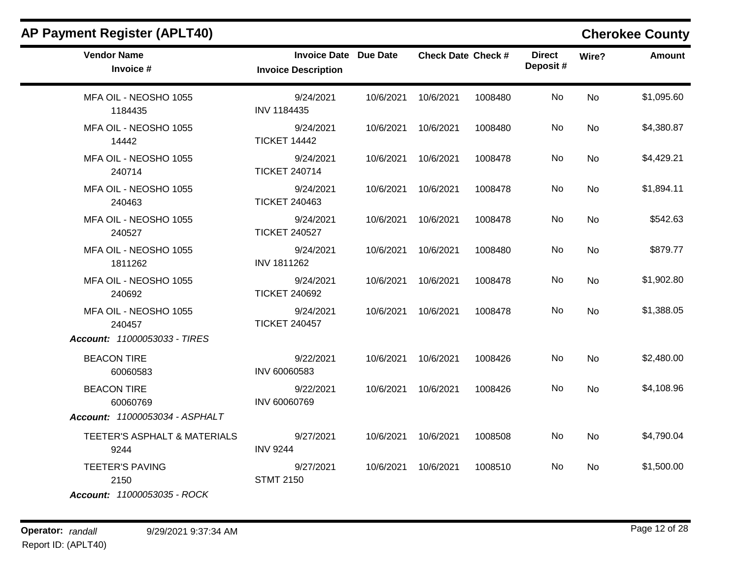## AP Payment Register (APLT40)

**Cherokee County**

| Vendor Name / Invoice # | Invoice Date / Invoice Description | Due Date | Check Date | Check # | Direct Deposit # | Wire? | Amount |
|---|---|---|---|---|---|---|---|
| MFA OIL - NEOSHO 1055<br>1184435 | 9/24/2021<br>INV 1184435 | 10/6/2021 | 10/6/2021 | 1008480 | No | No | $1,095.60 |
| MFA OIL - NEOSHO 1055<br>14442 | 9/24/2021<br>TICKET 14442 | 10/6/2021 | 10/6/2021 | 1008480 | No | No | $4,380.87 |
| MFA OIL - NEOSHO 1055<br>240714 | 9/24/2021<br>TICKET 240714 | 10/6/2021 | 10/6/2021 | 1008478 | No | No | $4,429.21 |
| MFA OIL - NEOSHO 1055<br>240463 | 9/24/2021<br>TICKET 240463 | 10/6/2021 | 10/6/2021 | 1008478 | No | No | $1,894.11 |
| MFA OIL - NEOSHO 1055<br>240527 | 9/24/2021<br>TICKET 240527 | 10/6/2021 | 10/6/2021 | 1008478 | No | No | $542.63 |
| MFA OIL - NEOSHO 1055<br>1811262 | 9/24/2021<br>INV 1811262 | 10/6/2021 | 10/6/2021 | 1008480 | No | No | $879.77 |
| MFA OIL - NEOSHO 1055<br>240692 | 9/24/2021<br>TICKET 240692 | 10/6/2021 | 10/6/2021 | 1008478 | No | No | $1,902.80 |
| MFA OIL - NEOSHO 1055<br>240457 | 9/24/2021<br>TICKET 240457 | 10/6/2021 | 10/6/2021 | 1008478 | No | No | $1,388.05 |
| ***Account:*** *11000053033 - TIRES* | | | | | | | |
| BEACON TIRE<br>60060583 | 9/22/2021<br>INV 60060583 | 10/6/2021 | 10/6/2021 | 1008426 | No | No | $2,480.00 |
| BEACON TIRE<br>60060769 | 9/22/2021<br>INV 60060769 | 10/6/2021 | 10/6/2021 | 1008426 | No | No | $4,108.96 |
| ***Account:*** *11000053034 - ASPHALT* | | | | | | | |
| TEETER'S ASPHALT & MATERIALS<br>9244 | 9/27/2021<br>INV 9244 | 10/6/2021 | 10/6/2021 | 1008508 | No | No | $4,790.04 |
| TEETER'S PAVING<br>2150 | 9/27/2021<br>STMT 2150 | 10/6/2021 | 10/6/2021 | 1008510 | No | No | $1,500.00 |
| ***Account:*** *11000053035 - ROCK* | | | | | | | |

**Operator:** *randall* 9/29/2021 9:37:34 AM

Report ID: (APLT40)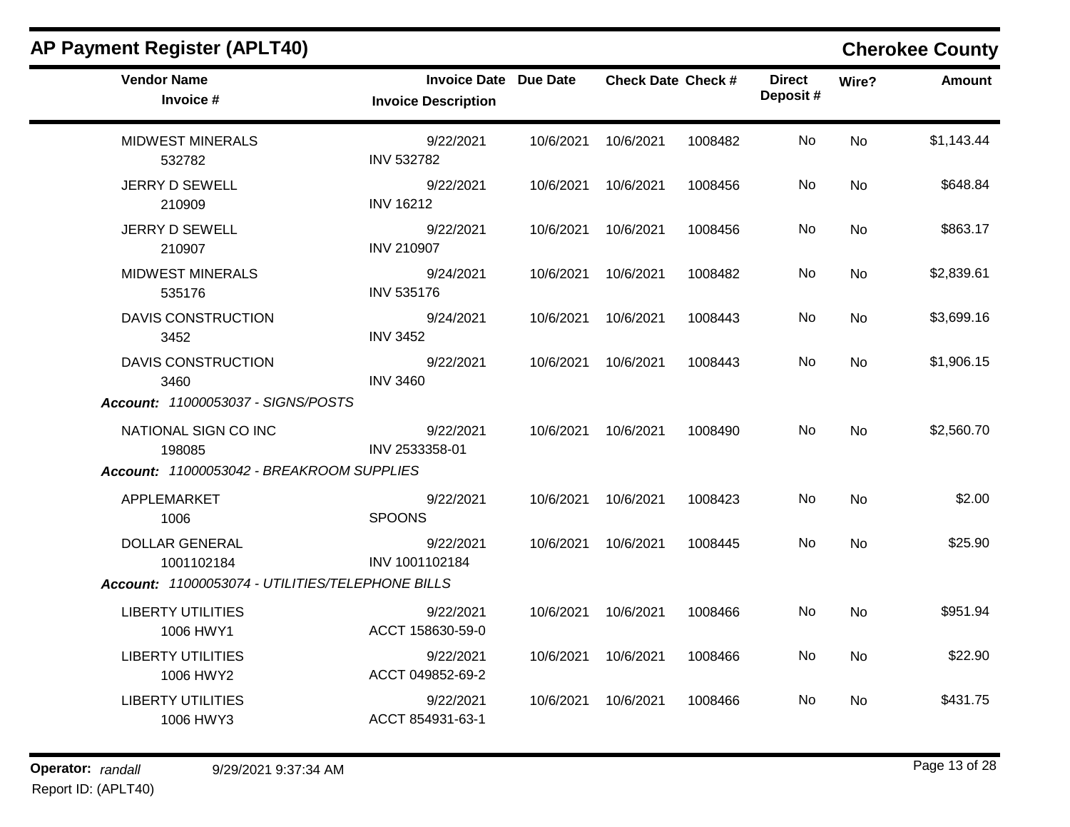## AP Payment Register (APLT40)

## Cherokee County

| Vendor Name / Invoice # | Invoice Date / Invoice Description | Due Date | Check Date | Check # | Direct Deposit # | Wire? | Amount |
|---|---|---|---|---|---|---|---|
| MIDWEST MINERALS<br>532782 | 9/22/2021<br>INV 532782 | 10/6/2021 | 10/6/2021 | 1008482 | No | No | $1,143.44 |
| JERRY D SEWELL<br>210909 | 9/22/2021<br>INV 16212 | 10/6/2021 | 10/6/2021 | 1008456 | No | No | $648.84 |
| JERRY D SEWELL<br>210907 | 9/22/2021<br>INV 210907 | 10/6/2021 | 10/6/2021 | 1008456 | No | No | $863.17 |
| MIDWEST MINERALS<br>535176 | 9/24/2021<br>INV 535176 | 10/6/2021 | 10/6/2021 | 1008482 | No | No | $2,839.61 |
| DAVIS CONSTRUCTION<br>3452 | 9/24/2021<br>INV 3452 | 10/6/2021 | 10/6/2021 | 1008443 | No | No | $3,699.16 |
| DAVIS CONSTRUCTION<br>3460 | 9/22/2021<br>INV 3460 | 10/6/2021 | 10/6/2021 | 1008443 | No | No | $1,906.15 |
| ***Account:** 11000053037 - SIGNS/POSTS* | | | | | | | |
| NATIONAL SIGN CO INC<br>198085 | 9/22/2021<br>INV 2533358-01 | 10/6/2021 | 10/6/2021 | 1008490 | No | No | $2,560.70 |
| ***Account:** 11000053042 - BREAKROOM SUPPLIES* | | | | | | | |
| APPLEMARKET<br>1006 | 9/22/2021<br>SPOONS | 10/6/2021 | 10/6/2021 | 1008423 | No | No | $2.00 |
| DOLLAR GENERAL<br>1001102184 | 9/22/2021<br>INV 1001102184 | 10/6/2021 | 10/6/2021 | 1008445 | No | No | $25.90 |
| ***Account:** 11000053074 - UTILITIES/TELEPHONE BILLS* | | | | | | | |
| LIBERTY UTILITIES<br>1006 HWY1 | 9/22/2021<br>ACCT 158630-59-0 | 10/6/2021 | 10/6/2021 | 1008466 | No | No | $951.94 |
| LIBERTY UTILITIES<br>1006 HWY2 | 9/22/2021<br>ACCT 049852-69-2 | 10/6/2021 | 10/6/2021 | 1008466 | No | No | $22.90 |
| LIBERTY UTILITIES<br>1006 HWY3 | 9/22/2021<br>ACCT 854931-63-1 | 10/6/2021 | 10/6/2021 | 1008466 | No | No | $431.75 |

**Operator:** *randall* 9/29/2021 9:37:34 AM

Report ID: (APLT40)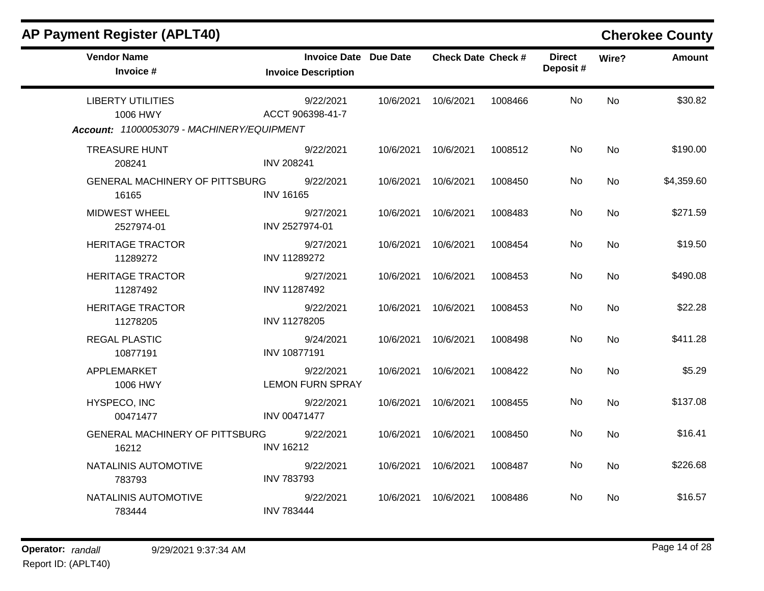## AP Payment Register (APLT40)

**Cherokee County**

| Vendor Name / Invoice # | Invoice Date / Invoice Description | Due Date | Check Date | Check # | Direct Deposit # | Wire? | Amount |
|---|---|---|---|---|---|---|---|
| LIBERTY UTILITIES<br>1006 HWY | 9/22/2021<br>ACCT 906398-41-7 | 10/6/2021 | 10/6/2021 | 1008466 | No | No | $30.82 |

***Account:** 11000053079 - MACHINERY/EQUIPMENT*

| Vendor Name / Invoice # | Invoice Date / Invoice Description | Due Date | Check Date | Check # | Direct Deposit # | Wire? | Amount |
|---|---|---|---|---|---|---|---|
| TREASURE HUNT<br>208241 | 9/22/2021<br>INV 208241 | 10/6/2021 | 10/6/2021 | 1008512 | No | No | $190.00 |
| GENERAL MACHINERY OF PITTSBURG<br>16165 | 9/22/2021<br>INV 16165 | 10/6/2021 | 10/6/2021 | 1008450 | No | No | $4,359.60 |
| MIDWEST WHEEL<br>2527974-01 | 9/27/2021<br>INV 2527974-01 | 10/6/2021 | 10/6/2021 | 1008483 | No | No | $271.59 |
| HERITAGE TRACTOR<br>11289272 | 9/27/2021<br>INV 11289272 | 10/6/2021 | 10/6/2021 | 1008454 | No | No | $19.50 |
| HERITAGE TRACTOR<br>11287492 | 9/27/2021<br>INV 11287492 | 10/6/2021 | 10/6/2021 | 1008453 | No | No | $490.08 |
| HERITAGE TRACTOR<br>11278205 | 9/22/2021<br>INV 11278205 | 10/6/2021 | 10/6/2021 | 1008453 | No | No | $22.28 |
| REGAL PLASTIC<br>10877191 | 9/24/2021<br>INV 10877191 | 10/6/2021 | 10/6/2021 | 1008498 | No | No | $411.28 |
| APPLEMARKET<br>1006 HWY | 9/22/2021<br>LEMON FURN SPRAY | 10/6/2021 | 10/6/2021 | 1008422 | No | No | $5.29 |
| HYSPECO, INC<br>00471477 | 9/22/2021<br>INV 00471477 | 10/6/2021 | 10/6/2021 | 1008455 | No | No | $137.08 |
| GENERAL MACHINERY OF PITTSBURG<br>16212 | 9/22/2021<br>INV 16212 | 10/6/2021 | 10/6/2021 | 1008450 | No | No | $16.41 |
| NATALINIS AUTOMOTIVE<br>783793 | 9/22/2021<br>INV 783793 | 10/6/2021 | 10/6/2021 | 1008487 | No | No | $226.68 |
| NATALINIS AUTOMOTIVE<br>783444 | 9/22/2021<br>INV 783444 | 10/6/2021 | 10/6/2021 | 1008486 | No | No | $16.57 |

**Operator:** *randall* 9/29/2021 9:37:34 AM
Report ID: (APLT40)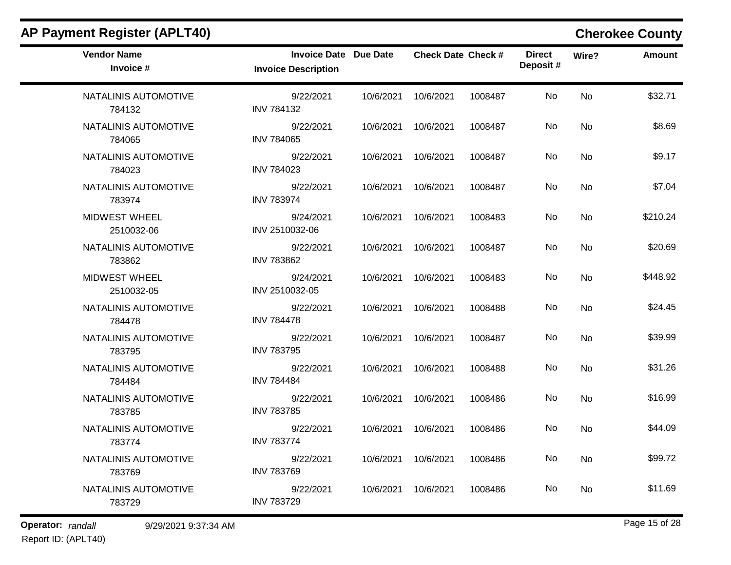## AP Payment Register (APLT40)

## Cherokee County

| Vendor Name / Invoice # | Invoice Date / Invoice Description | Due Date | Check Date | Check # | Direct Deposit # | Wire? | Amount |
|---|---|---|---|---|---|---|---|
| NATALINIS AUTOMOTIVE<br>784132 | 9/22/2021<br>INV 784132 | 10/6/2021 | 10/6/2021 | 1008487 | No | No | $32.71 |
| NATALINIS AUTOMOTIVE<br>784065 | 9/22/2021<br>INV 784065 | 10/6/2021 | 10/6/2021 | 1008487 | No | No | $8.69 |
| NATALINIS AUTOMOTIVE<br>784023 | 9/22/2021<br>INV 784023 | 10/6/2021 | 10/6/2021 | 1008487 | No | No | $9.17 |
| NATALINIS AUTOMOTIVE<br>783974 | 9/22/2021<br>INV 783974 | 10/6/2021 | 10/6/2021 | 1008487 | No | No | $7.04 |
| MIDWEST WHEEL<br>2510032-06 | 9/24/2021<br>INV 2510032-06 | 10/6/2021 | 10/6/2021 | 1008483 | No | No | $210.24 |
| NATALINIS AUTOMOTIVE<br>783862 | 9/22/2021<br>INV 783862 | 10/6/2021 | 10/6/2021 | 1008487 | No | No | $20.69 |
| MIDWEST WHEEL<br>2510032-05 | 9/24/2021<br>INV 2510032-05 | 10/6/2021 | 10/6/2021 | 1008483 | No | No | $448.92 |
| NATALINIS AUTOMOTIVE<br>784478 | 9/22/2021<br>INV 784478 | 10/6/2021 | 10/6/2021 | 1008488 | No | No | $24.45 |
| NATALINIS AUTOMOTIVE<br>783795 | 9/22/2021<br>INV 783795 | 10/6/2021 | 10/6/2021 | 1008487 | No | No | $39.99 |
| NATALINIS AUTOMOTIVE<br>784484 | 9/22/2021<br>INV 784484 | 10/6/2021 | 10/6/2021 | 1008488 | No | No | $31.26 |
| NATALINIS AUTOMOTIVE<br>783785 | 9/22/2021<br>INV 783785 | 10/6/2021 | 10/6/2021 | 1008486 | No | No | $16.99 |
| NATALINIS AUTOMOTIVE<br>783774 | 9/22/2021<br>INV 783774 | 10/6/2021 | 10/6/2021 | 1008486 | No | No | $44.09 |
| NATALINIS AUTOMOTIVE<br>783769 | 9/22/2021<br>INV 783769 | 10/6/2021 | 10/6/2021 | 1008486 | No | No | $99.72 |
| NATALINIS AUTOMOTIVE<br>783729 | 9/22/2021<br>INV 783729 | 10/6/2021 | 10/6/2021 | 1008486 | No | No | $11.69 |

**Operator:** *randall* 9/29/2021 9:37:34 AM
Report ID: (APLT40)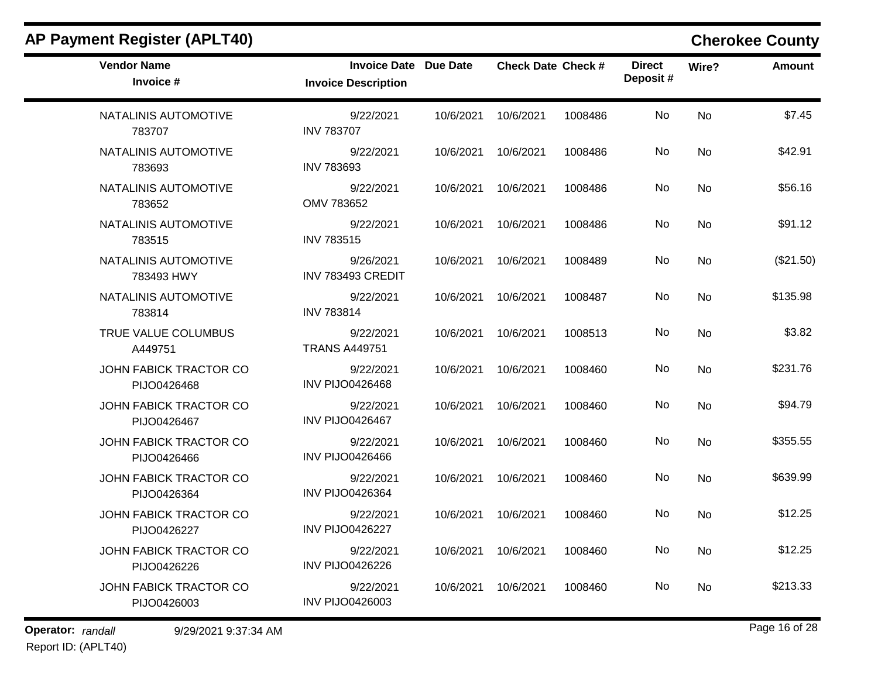## AP Payment Register (APLT40)

**Cherokee County**

| Vendor Name<br>Invoice # | Invoice Date<br>Invoice Description | Due Date | Check Date | Check # | Direct Deposit # | Wire? | Amount |
|---|---|---|---|---|---|---|---|
| NATALINIS AUTOMOTIVE<br>783707 | 9/22/2021<br>INV 783707 | 10/6/2021 | 10/6/2021 | 1008486 | No | No | $7.45 |
| NATALINIS AUTOMOTIVE<br>783693 | 9/22/2021<br>INV 783693 | 10/6/2021 | 10/6/2021 | 1008486 | No | No | $42.91 |
| NATALINIS AUTOMOTIVE<br>783652 | 9/22/2021<br>OMV 783652 | 10/6/2021 | 10/6/2021 | 1008486 | No | No | $56.16 |
| NATALINIS AUTOMOTIVE<br>783515 | 9/22/2021<br>INV 783515 | 10/6/2021 | 10/6/2021 | 1008486 | No | No | $91.12 |
| NATALINIS AUTOMOTIVE<br>783493 HWY | 9/26/2021<br>INV 783493 CREDIT | 10/6/2021 | 10/6/2021 | 1008489 | No | No | ($21.50) |
| NATALINIS AUTOMOTIVE<br>783814 | 9/22/2021<br>INV 783814 | 10/6/2021 | 10/6/2021 | 1008487 | No | No | $135.98 |
| TRUE VALUE COLUMBUS<br>A449751 | 9/22/2021<br>TRANS A449751 | 10/6/2021 | 10/6/2021 | 1008513 | No | No | $3.82 |
| JOHN FABICK TRACTOR CO<br>PIJO0426468 | 9/22/2021<br>INV PIJO0426468 | 10/6/2021 | 10/6/2021 | 1008460 | No | No | $231.76 |
| JOHN FABICK TRACTOR CO<br>PIJO0426467 | 9/22/2021<br>INV PIJO0426467 | 10/6/2021 | 10/6/2021 | 1008460 | No | No | $94.79 |
| JOHN FABICK TRACTOR CO<br>PIJO0426466 | 9/22/2021<br>INV PIJO0426466 | 10/6/2021 | 10/6/2021 | 1008460 | No | No | $355.55 |
| JOHN FABICK TRACTOR CO<br>PIJO0426364 | 9/22/2021<br>INV PIJO0426364 | 10/6/2021 | 10/6/2021 | 1008460 | No | No | $639.99 |
| JOHN FABICK TRACTOR CO<br>PIJO0426227 | 9/22/2021<br>INV PIJO0426227 | 10/6/2021 | 10/6/2021 | 1008460 | No | No | $12.25 |
| JOHN FABICK TRACTOR CO<br>PIJO0426226 | 9/22/2021<br>INV PIJO0426226 | 10/6/2021 | 10/6/2021 | 1008460 | No | No | $12.25 |
| JOHN FABICK TRACTOR CO<br>PIJO0426003 | 9/22/2021<br>INV PIJO0426003 | 10/6/2021 | 10/6/2021 | 1008460 | No | No | $213.33 |

**Operator:** *randall* 9/29/2021 9:37:34 AM

Report ID: (APLT40)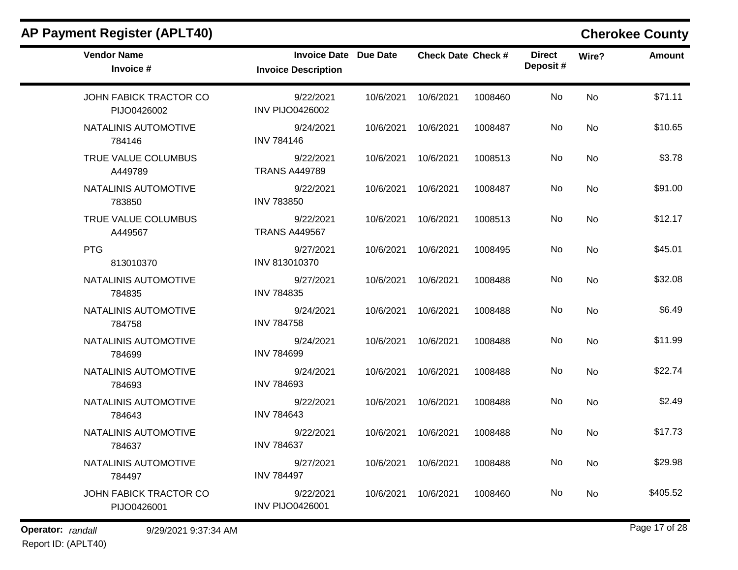## AP Payment Register (APLT40)

**Cherokee County**

| Vendor Name / Invoice # | Invoice Date / Invoice Description | Due Date | Check Date | Check # | Direct Deposit # | Wire? | Amount |
|---|---|---|---|---|---|---|---|
| JOHN FABICK TRACTOR CO<br>PIJO0426002 | 9/22/2021<br>INV PIJO0426002 | 10/6/2021 | 10/6/2021 | 1008460 | No | No | $71.11 |
| NATALINIS AUTOMOTIVE<br>784146 | 9/24/2021<br>INV 784146 | 10/6/2021 | 10/6/2021 | 1008487 | No | No | $10.65 |
| TRUE VALUE COLUMBUS<br>A449789 | 9/22/2021<br>TRANS A449789 | 10/6/2021 | 10/6/2021 | 1008513 | No | No | $3.78 |
| NATALINIS AUTOMOTIVE<br>783850 | 9/22/2021<br>INV 783850 | 10/6/2021 | 10/6/2021 | 1008487 | No | No | $91.00 |
| TRUE VALUE COLUMBUS<br>A449567 | 9/22/2021<br>TRANS A449567 | 10/6/2021 | 10/6/2021 | 1008513 | No | No | $12.17 |
| PTG<br>813010370 | 9/27/2021<br>INV 813010370 | 10/6/2021 | 10/6/2021 | 1008495 | No | No | $45.01 |
| NATALINIS AUTOMOTIVE<br>784835 | 9/27/2021<br>INV 784835 | 10/6/2021 | 10/6/2021 | 1008488 | No | No | $32.08 |
| NATALINIS AUTOMOTIVE<br>784758 | 9/24/2021<br>INV 784758 | 10/6/2021 | 10/6/2021 | 1008488 | No | No | $6.49 |
| NATALINIS AUTOMOTIVE<br>784699 | 9/24/2021<br>INV 784699 | 10/6/2021 | 10/6/2021 | 1008488 | No | No | $11.99 |
| NATALINIS AUTOMOTIVE<br>784693 | 9/24/2021<br>INV 784693 | 10/6/2021 | 10/6/2021 | 1008488 | No | No | $22.74 |
| NATALINIS AUTOMOTIVE<br>784643 | 9/22/2021<br>INV 784643 | 10/6/2021 | 10/6/2021 | 1008488 | No | No | $2.49 |
| NATALINIS AUTOMOTIVE<br>784637 | 9/22/2021<br>INV 784637 | 10/6/2021 | 10/6/2021 | 1008488 | No | No | $17.73 |
| NATALINIS AUTOMOTIVE<br>784497 | 9/27/2021<br>INV 784497 | 10/6/2021 | 10/6/2021 | 1008488 | No | No | $29.98 |
| JOHN FABICK TRACTOR CO<br>PIJO0426001 | 9/22/2021<br>INV PIJO0426001 | 10/6/2021 | 10/6/2021 | 1008460 | No | No | $405.52 |

**Operator:** *randall* 9/29/2021 9:37:34 AM

Report ID: (APLT40)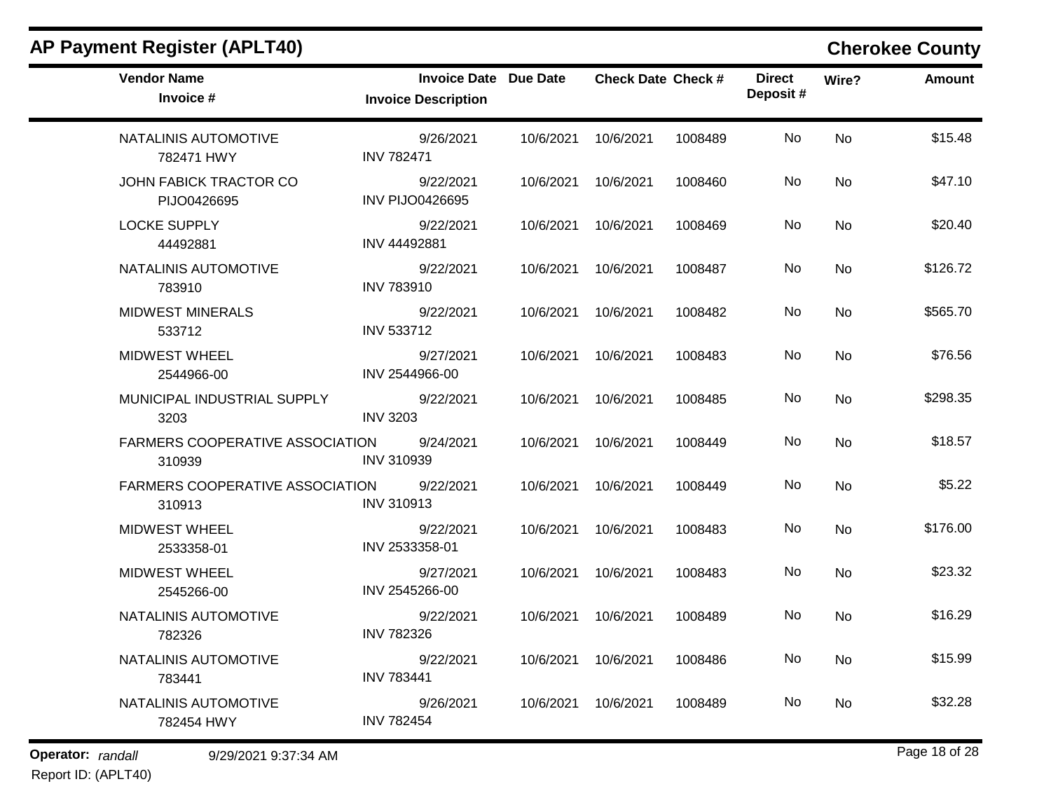## AP Payment Register (APLT40)

## Cherokee County

| Vendor Name / Invoice # | Invoice Date / Invoice Description | Due Date | Check Date | Check # | Direct Deposit # | Wire? | Amount |
|---|---|---|---|---|---|---|---|
| NATALINIS AUTOMOTIVE<br>782471 HWY | 9/26/2021<br>INV 782471 | 10/6/2021 | 10/6/2021 | 1008489 | No | No | $15.48 |
| JOHN FABICK TRACTOR CO<br>PIJO0426695 | 9/22/2021<br>INV PIJO0426695 | 10/6/2021 | 10/6/2021 | 1008460 | No | No | $47.10 |
| LOCKE SUPPLY<br>44492881 | 9/22/2021<br>INV 44492881 | 10/6/2021 | 10/6/2021 | 1008469 | No | No | $20.40 |
| NATALINIS AUTOMOTIVE<br>783910 | 9/22/2021<br>INV 783910 | 10/6/2021 | 10/6/2021 | 1008487 | No | No | $126.72 |
| MIDWEST MINERALS<br>533712 | 9/22/2021<br>INV 533712 | 10/6/2021 | 10/6/2021 | 1008482 | No | No | $565.70 |
| MIDWEST WHEEL<br>2544966-00 | 9/27/2021<br>INV 2544966-00 | 10/6/2021 | 10/6/2021 | 1008483 | No | No | $76.56 |
| MUNICIPAL INDUSTRIAL SUPPLY<br>3203 | 9/22/2021<br>INV 3203 | 10/6/2021 | 10/6/2021 | 1008485 | No | No | $298.35 |
| FARMERS COOPERATIVE ASSOCIATION<br>310939 | 9/24/2021<br>INV 310939 | 10/6/2021 | 10/6/2021 | 1008449 | No | No | $18.57 |
| FARMERS COOPERATIVE ASSOCIATION<br>310913 | 9/22/2021<br>INV 310913 | 10/6/2021 | 10/6/2021 | 1008449 | No | No | $5.22 |
| MIDWEST WHEEL<br>2533358-01 | 9/22/2021<br>INV 2533358-01 | 10/6/2021 | 10/6/2021 | 1008483 | No | No | $176.00 |
| MIDWEST WHEEL<br>2545266-00 | 9/27/2021<br>INV 2545266-00 | 10/6/2021 | 10/6/2021 | 1008483 | No | No | $23.32 |
| NATALINIS AUTOMOTIVE<br>782326 | 9/22/2021<br>INV 782326 | 10/6/2021 | 10/6/2021 | 1008489 | No | No | $16.29 |
| NATALINIS AUTOMOTIVE<br>783441 | 9/22/2021<br>INV 783441 | 10/6/2021 | 10/6/2021 | 1008486 | No | No | $15.99 |
| NATALINIS AUTOMOTIVE<br>782454 HWY | 9/26/2021<br>INV 782454 | 10/6/2021 | 10/6/2021 | 1008489 | No | No | $32.28 |

**Operator:** *randall* 9/29/2021 9:37:34 AM

Report ID: (APLT40)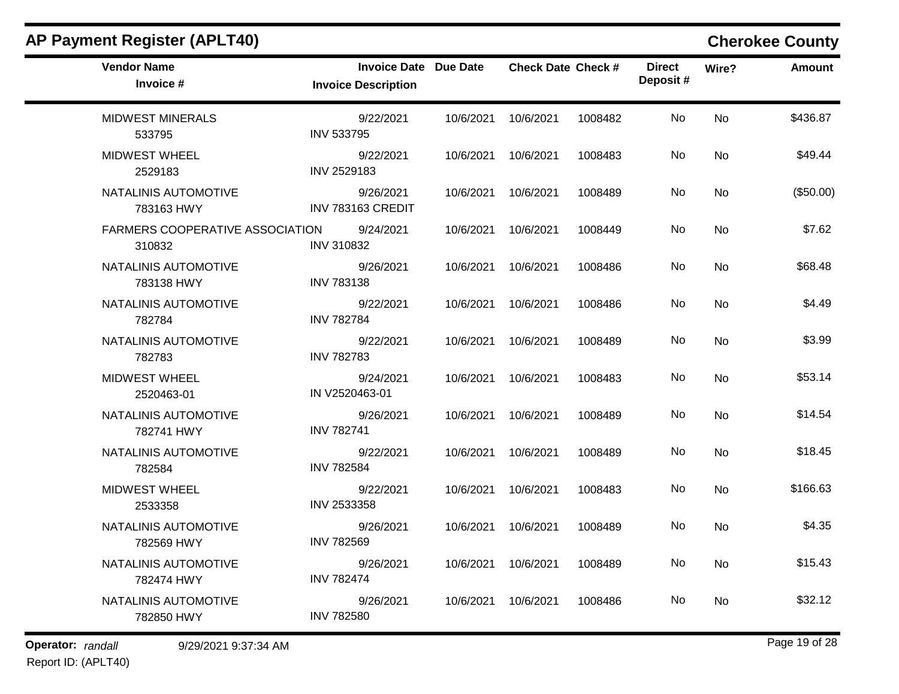## AP Payment Register (APLT40)

**Cherokee County**

| Vendor Name / Invoice # | Invoice Date / Invoice Description | Due Date | Check Date | Check # | Direct Deposit # | Wire? | Amount |
|---|---|---|---|---|---|---|---|
| MIDWEST MINERALS<br>533795 | 9/22/2021<br>INV 533795 | 10/6/2021 | 10/6/2021 | 1008482 | No | No | $436.87 |
| MIDWEST WHEEL<br>2529183 | 9/22/2021<br>INV 2529183 | 10/6/2021 | 10/6/2021 | 1008483 | No | No | $49.44 |
| NATALINIS AUTOMOTIVE<br>783163 HWY | 9/26/2021<br>INV 783163 CREDIT | 10/6/2021 | 10/6/2021 | 1008489 | No | No | ($50.00) |
| FARMERS COOPERATIVE ASSOCIATION<br>310832 | 9/24/2021<br>INV 310832 | 10/6/2021 | 10/6/2021 | 1008449 | No | No | $7.62 |
| NATALINIS AUTOMOTIVE<br>783138 HWY | 9/26/2021<br>INV 783138 | 10/6/2021 | 10/6/2021 | 1008486 | No | No | $68.48 |
| NATALINIS AUTOMOTIVE<br>782784 | 9/22/2021<br>INV 782784 | 10/6/2021 | 10/6/2021 | 1008486 | No | No | $4.49 |
| NATALINIS AUTOMOTIVE<br>782783 | 9/22/2021<br>INV 782783 | 10/6/2021 | 10/6/2021 | 1008489 | No | No | $3.99 |
| MIDWEST WHEEL<br>2520463-01 | 9/24/2021<br>IN V2520463-01 | 10/6/2021 | 10/6/2021 | 1008483 | No | No | $53.14 |
| NATALINIS AUTOMOTIVE<br>782741 HWY | 9/26/2021<br>INV 782741 | 10/6/2021 | 10/6/2021 | 1008489 | No | No | $14.54 |
| NATALINIS AUTOMOTIVE<br>782584 | 9/22/2021<br>INV 782584 | 10/6/2021 | 10/6/2021 | 1008489 | No | No | $18.45 |
| MIDWEST WHEEL<br>2533358 | 9/22/2021<br>INV 2533358 | 10/6/2021 | 10/6/2021 | 1008483 | No | No | $166.63 |
| NATALINIS AUTOMOTIVE<br>782569 HWY | 9/26/2021<br>INV 782569 | 10/6/2021 | 10/6/2021 | 1008489 | No | No | $4.35 |
| NATALINIS AUTOMOTIVE<br>782474 HWY | 9/26/2021<br>INV 782474 | 10/6/2021 | 10/6/2021 | 1008489 | No | No | $15.43 |
| NATALINIS AUTOMOTIVE<br>782850 HWY | 9/26/2021<br>INV 782580 | 10/6/2021 | 10/6/2021 | 1008486 | No | No | $32.12 |

**Operator:** *randall* 9/29/2021 9:37:34 AM

Report ID: (APLT40)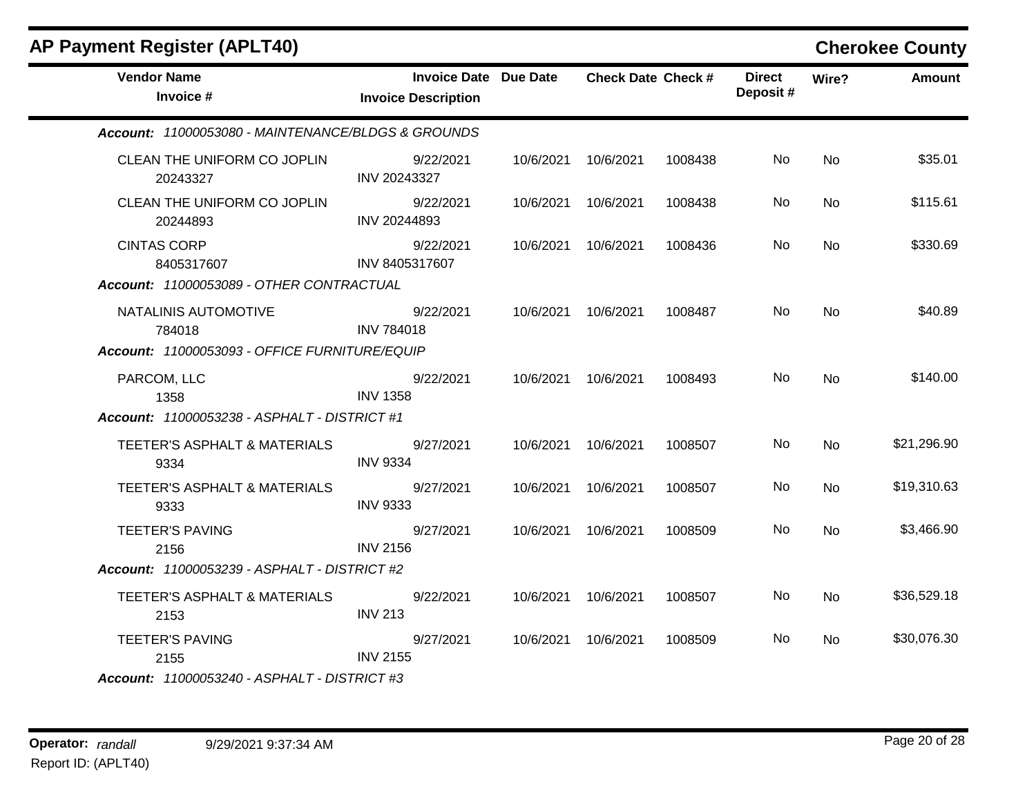## AP Payment Register (APLT40)

## Cherokee County

| Vendor Name / Invoice # | Invoice Date / Invoice Description | Due Date | Check Date | Check # | Direct Deposit # | Wire? | Amount |
|---|---|---|---|---|---|---|---|
| ***Account: 11000053080 - MAINTENANCE/BLDGS & GROUNDS*** | | | | | | | |
| CLEAN THE UNIFORM CO JOPLIN 20243327 | 9/22/2021 INV 20243327 | 10/6/2021 | 10/6/2021 | 1008438 | No | No | $35.01 |
| CLEAN THE UNIFORM CO JOPLIN 20244893 | 9/22/2021 INV 20244893 | 10/6/2021 | 10/6/2021 | 1008438 | No | No | $115.61 |
| CINTAS CORP 8405317607 | 9/22/2021 INV 8405317607 | 10/6/2021 | 10/6/2021 | 1008436 | No | No | $330.69 |
| ***Account: 11000053089 - OTHER CONTRACTUAL*** | | | | | | | |
| NATALINIS AUTOMOTIVE 784018 | 9/22/2021 INV 784018 | 10/6/2021 | 10/6/2021 | 1008487 | No | No | $40.89 |
| ***Account: 11000053093 - OFFICE FURNITURE/EQUIP*** | | | | | | | |
| PARCOM, LLC 1358 | 9/22/2021 INV 1358 | 10/6/2021 | 10/6/2021 | 1008493 | No | No | $140.00 |
| ***Account: 11000053238 - ASPHALT - DISTRICT #1*** | | | | | | | |
| TEETER'S ASPHALT & MATERIALS 9334 | 9/27/2021 INV 9334 | 10/6/2021 | 10/6/2021 | 1008507 | No | No | $21,296.90 |
| TEETER'S ASPHALT & MATERIALS 9333 | 9/27/2021 INV 9333 | 10/6/2021 | 10/6/2021 | 1008507 | No | No | $19,310.63 |
| TEETER'S PAVING 2156 | 9/27/2021 INV 2156 | 10/6/2021 | 10/6/2021 | 1008509 | No | No | $3,466.90 |
| ***Account: 11000053239 - ASPHALT - DISTRICT #2*** | | | | | | | |
| TEETER'S ASPHALT & MATERIALS 2153 | 9/22/2021 INV 213 | 10/6/2021 | 10/6/2021 | 1008507 | No | No | $36,529.18 |
| TEETER'S PAVING 2155 | 9/27/2021 INV 2155 | 10/6/2021 | 10/6/2021 | 1008509 | No | No | $30,076.30 |
| ***Account: 11000053240 - ASPHALT - DISTRICT #3*** | | | | | | | |

**Operator:** *randall* 9/29/2021 9:37:34 AM

Report ID: (APLT40)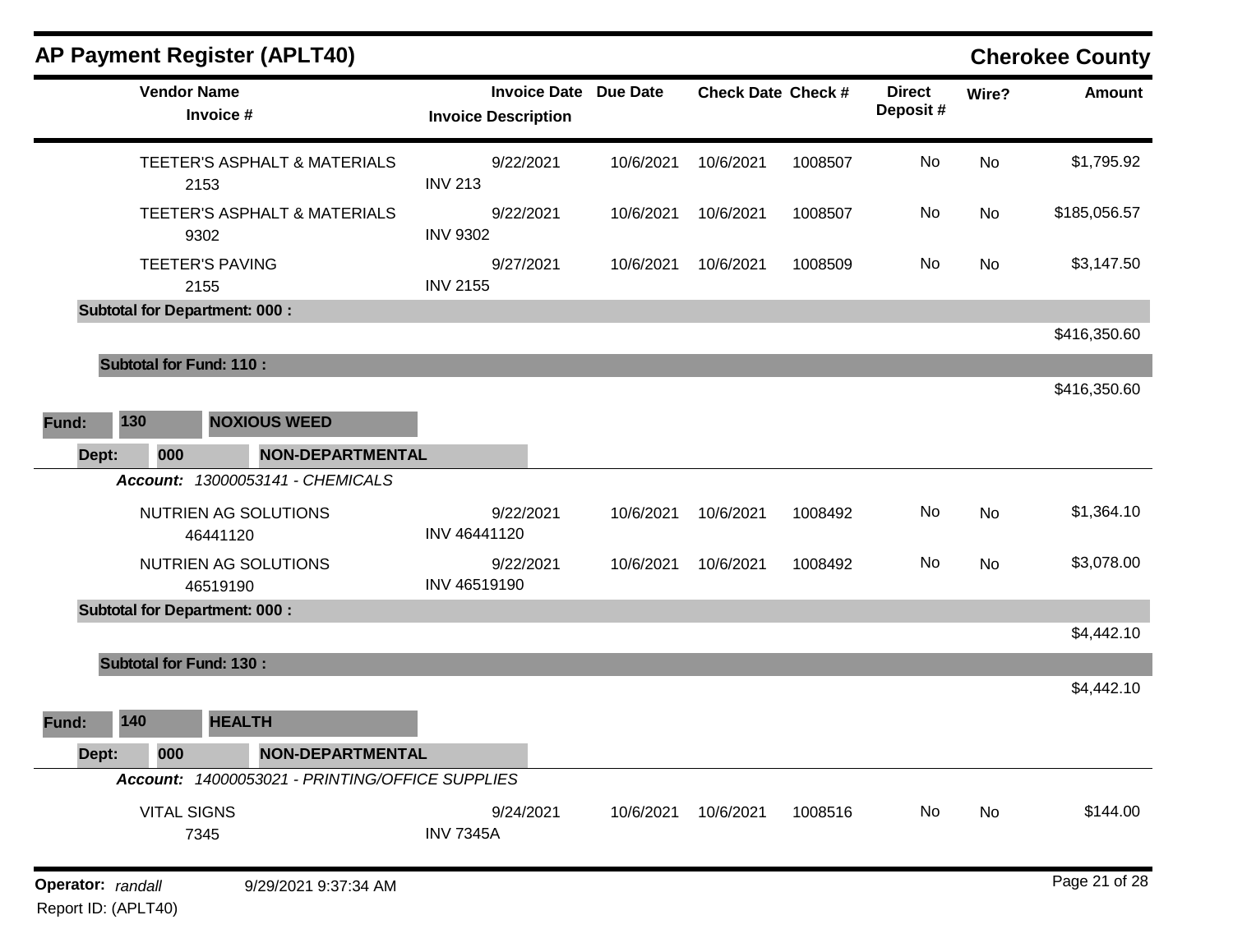## AP Payment Register (APLT40)

**Cherokee County**

| Vendor Name / Invoice # | Invoice Date / Invoice Description | Due Date | Check Date | Check # | Direct Deposit # | Wire? | Amount |
|---|---|---|---|---|---|---|---|
| TEETER'S ASPHALT & MATERIALS<br>2153 | 9/22/2021<br>INV 213 | 10/6/2021 | 10/6/2021 | 1008507 | No | No | $1,795.92 |
| TEETER'S ASPHALT & MATERIALS<br>9302 | 9/22/2021<br>INV 9302 | 10/6/2021 | 10/6/2021 | 1008507 | No | No | $185,056.57 |
| TEETER'S PAVING<br>2155 | 9/27/2021<br>INV 2155 | 10/6/2021 | 10/6/2021 | 1008509 | No | No | $3,147.50 |
| **Subtotal for Department: 000 :** | | | | | | | $416,350.60 |
| **Subtotal for Fund: 110 :** | | | | | | | $416,350.60 |

**Fund: 130 NOXIOUS WEED**

**Dept: 000 NON-DEPARTMENTAL**

***Account:*** *13000053141 - CHEMICALS*

| Vendor Name / Invoice # | Invoice Date / Invoice Description | Due Date | Check Date | Check # | Direct Deposit # | Wire? | Amount |
|---|---|---|---|---|---|---|---|
| NUTRIEN AG SOLUTIONS<br>46441120 | 9/22/2021<br>INV 46441120 | 10/6/2021 | 10/6/2021 | 1008492 | No | No | $1,364.10 |
| NUTRIEN AG SOLUTIONS<br>46519190 | 9/22/2021<br>INV 46519190 | 10/6/2021 | 10/6/2021 | 1008492 | No | No | $3,078.00 |
| **Subtotal for Department: 000 :** | | | | | | | $4,442.10 |
| **Subtotal for Fund: 130 :** | | | | | | | $4,442.10 |

**Fund: 140 HEALTH**

**Dept: 000 NON-DEPARTMENTAL**

***Account:*** *14000053021 - PRINTING/OFFICE SUPPLIES*

| Vendor Name / Invoice # | Invoice Date / Invoice Description | Due Date | Check Date | Check # | Direct Deposit # | Wire? | Amount |
|---|---|---|---|---|---|---|---|
| VITAL SIGNS<br>7345 | 9/24/2021<br>INV 7345A | 10/6/2021 | 10/6/2021 | 1008516 | No | No | $144.00 |

**Operator:** *randall* 9/29/2021 9:37:34 AM

Report ID: (APLT40)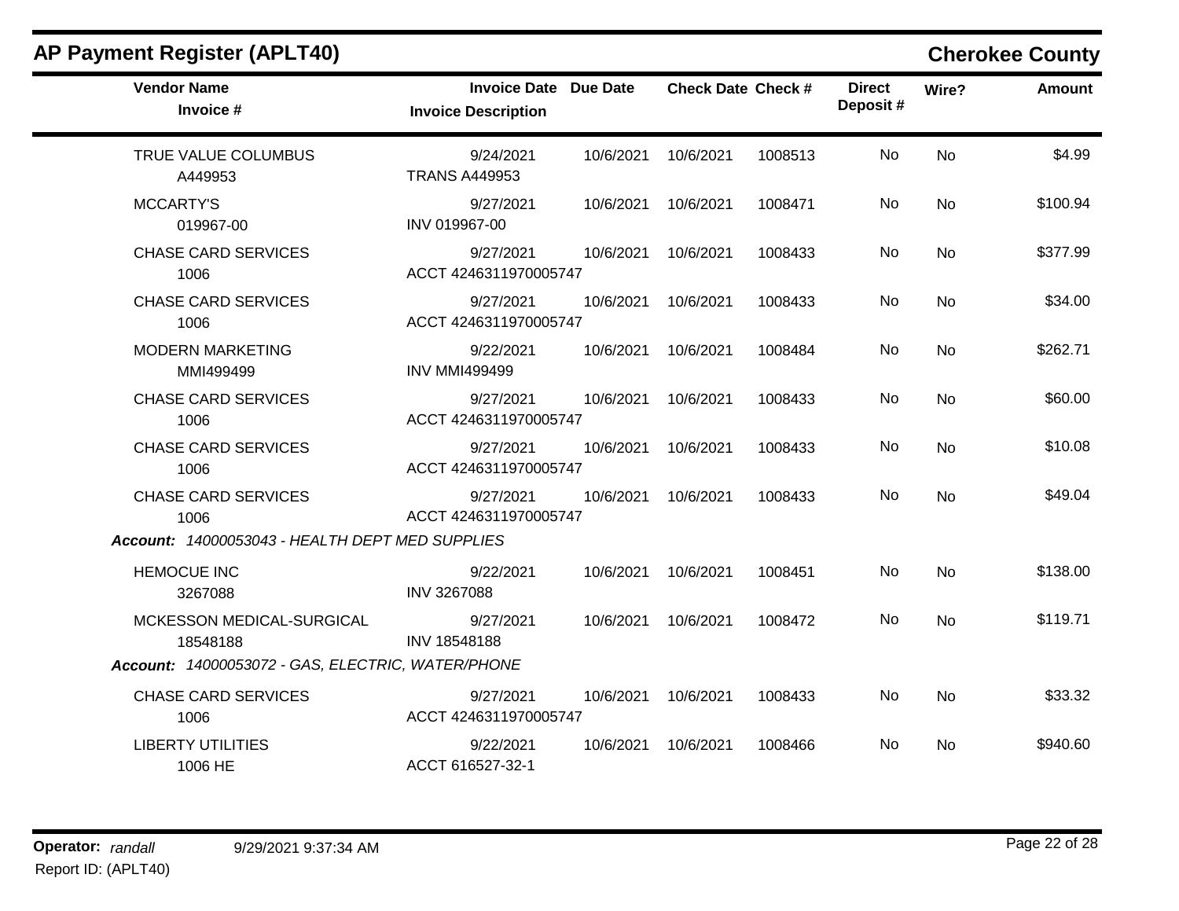## AP Payment Register (APLT40)

## Cherokee County

| Vendor Name / Invoice # | Invoice Date / Invoice Description | Due Date | Check Date | Check # | Direct Deposit # | Wire? | Amount |
|---|---|---|---|---|---|---|---|
| TRUE VALUE COLUMBUS<br>A449953 | 9/24/2021<br>TRANS A449953 | 10/6/2021 | 10/6/2021 | 1008513 | No | No | $4.99 |
| MCCARTY'S<br>019967-00 | 9/27/2021<br>INV 019967-00 | 10/6/2021 | 10/6/2021 | 1008471 | No | No | $100.94 |
| CHASE CARD SERVICES<br>1006 | 9/27/2021<br>ACCT 4246311970005747 | 10/6/2021 | 10/6/2021 | 1008433 | No | No | $377.99 |
| CHASE CARD SERVICES<br>1006 | 9/27/2021<br>ACCT 4246311970005747 | 10/6/2021 | 10/6/2021 | 1008433 | No | No | $34.00 |
| MODERN MARKETING<br>MMI499499 | 9/22/2021<br>INV MMI499499 | 10/6/2021 | 10/6/2021 | 1008484 | No | No | $262.71 |
| CHASE CARD SERVICES<br>1006 | 9/27/2021<br>ACCT 4246311970005747 | 10/6/2021 | 10/6/2021 | 1008433 | No | No | $60.00 |
| CHASE CARD SERVICES<br>1006 | 9/27/2021<br>ACCT 4246311970005747 | 10/6/2021 | 10/6/2021 | 1008433 | No | No | $10.08 |
| CHASE CARD SERVICES<br>1006 | 9/27/2021<br>ACCT 4246311970005747 | 10/6/2021 | 10/6/2021 | 1008433 | No | No | $49.04 |
| ***Account:** 14000053043 - HEALTH DEPT MED SUPPLIES* | | | | | | | |
| HEMOCUE INC<br>3267088 | 9/22/2021<br>INV 3267088 | 10/6/2021 | 10/6/2021 | 1008451 | No | No | $138.00 |
| MCKESSON MEDICAL-SURGICAL<br>18548188 | 9/27/2021<br>INV 18548188 | 10/6/2021 | 10/6/2021 | 1008472 | No | No | $119.71 |
| ***Account:** 14000053072 - GAS, ELECTRIC, WATER/PHONE* | | | | | | | |
| CHASE CARD SERVICES<br>1006 | 9/27/2021<br>ACCT 4246311970005747 | 10/6/2021 | 10/6/2021 | 1008433 | No | No | $33.32 |
| LIBERTY UTILITIES<br>1006 HE | 9/22/2021<br>ACCT 616527-32-1 | 10/6/2021 | 10/6/2021 | 1008466 | No | No | $940.60 |

**Operator:** *randall* 9/29/2021 9:37:34 AM
Report ID: (APLT40)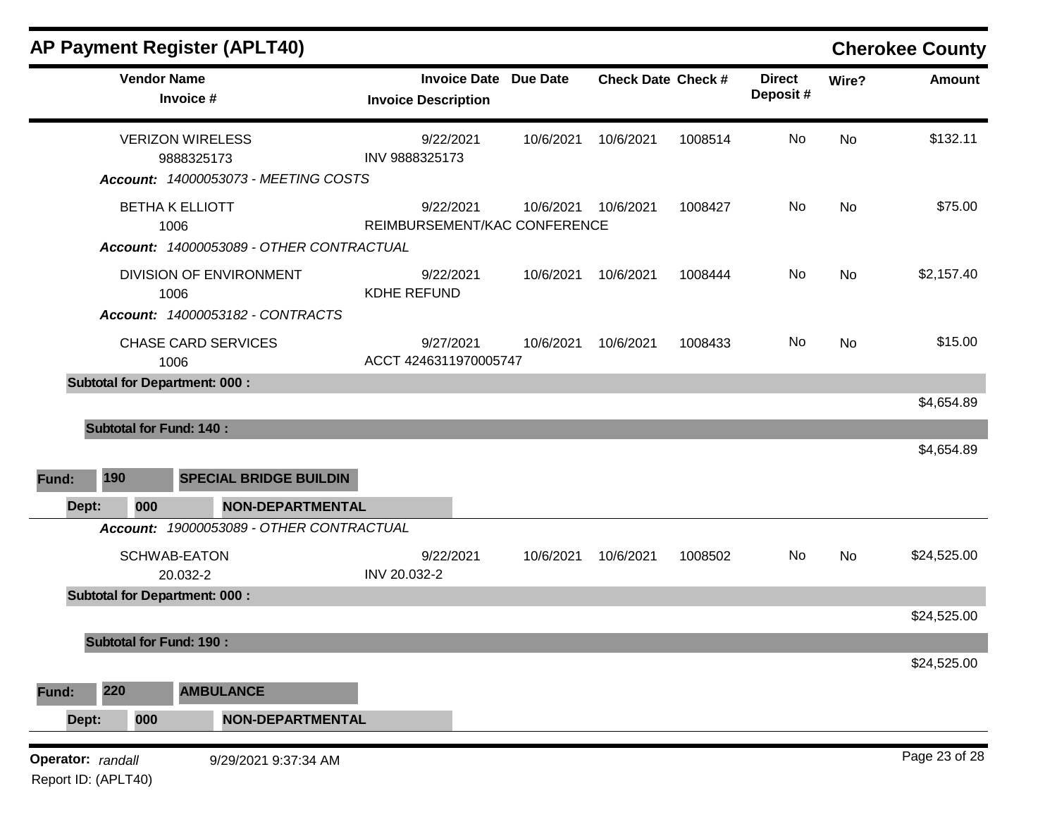# AP Payment Register (APLT40)

## Cherokee County

| Vendor Name / Invoice # | Invoice Date / Invoice Description | Due Date | Check Date | Check # | Direct Deposit # | Wire? | Amount |
|---|---|---|---|---|---|---|---|
| VERIZON WIRELESS<br>9888325173 | 9/22/2021<br>INV 9888325173 | 10/6/2021 | 10/6/2021 | 1008514 | No | No | $132.11 |
| ***Account:** 14000053073 - MEETING COSTS* | | | | | | | |
| BETHA K ELLIOTT<br>1006 | 9/22/2021<br>REIMBURSEMENT/KAC CONFERENCE | 10/6/2021 | 10/6/2021 | 1008427 | No | No | $75.00 |
| ***Account:** 14000053089 - OTHER CONTRACTUAL* | | | | | | | |
| DIVISION OF ENVIRONMENT<br>1006 | 9/22/2021<br>KDHE REFUND | 10/6/2021 | 10/6/2021 | 1008444 | No | No | $2,157.40 |
| ***Account:** 14000053182 - CONTRACTS* | | | | | | | |
| CHASE CARD SERVICES<br>1006 | 9/27/2021<br>ACCT 4246311970005747 | 10/6/2021 | 10/6/2021 | 1008433 | No | No | $15.00 |
| **Subtotal for Department: 000 :** | | | | | | | $4,654.89 |
| **Subtotal for Fund: 140 :** | | | | | | | $4,654.89 |

**Fund:** 190 **SPECIAL BRIDGE BUILDIN**

**Dept:** 000 **NON-DEPARTMENTAL**

| Vendor Name / Invoice # | Invoice Date / Invoice Description | Due Date | Check Date | Check # | Direct Deposit # | Wire? | Amount |
|---|---|---|---|---|---|---|---|
| ***Account:** 19000053089 - OTHER CONTRACTUAL* | | | | | | | |
| SCHWAB-EATON<br>20.032-2 | 9/22/2021<br>INV 20.032-2 | 10/6/2021 | 10/6/2021 | 1008502 | No | No | $24,525.00 |
| **Subtotal for Department: 000 :** | | | | | | | $24,525.00 |
| **Subtotal for Fund: 190 :** | | | | | | | $24,525.00 |

**Fund:** 220 **AMBULANCE**

**Dept:** 000 **NON-DEPARTMENTAL**

**Operator:** *randall* 9/29/2021 9:37:34 AM

Report ID: (APLT40)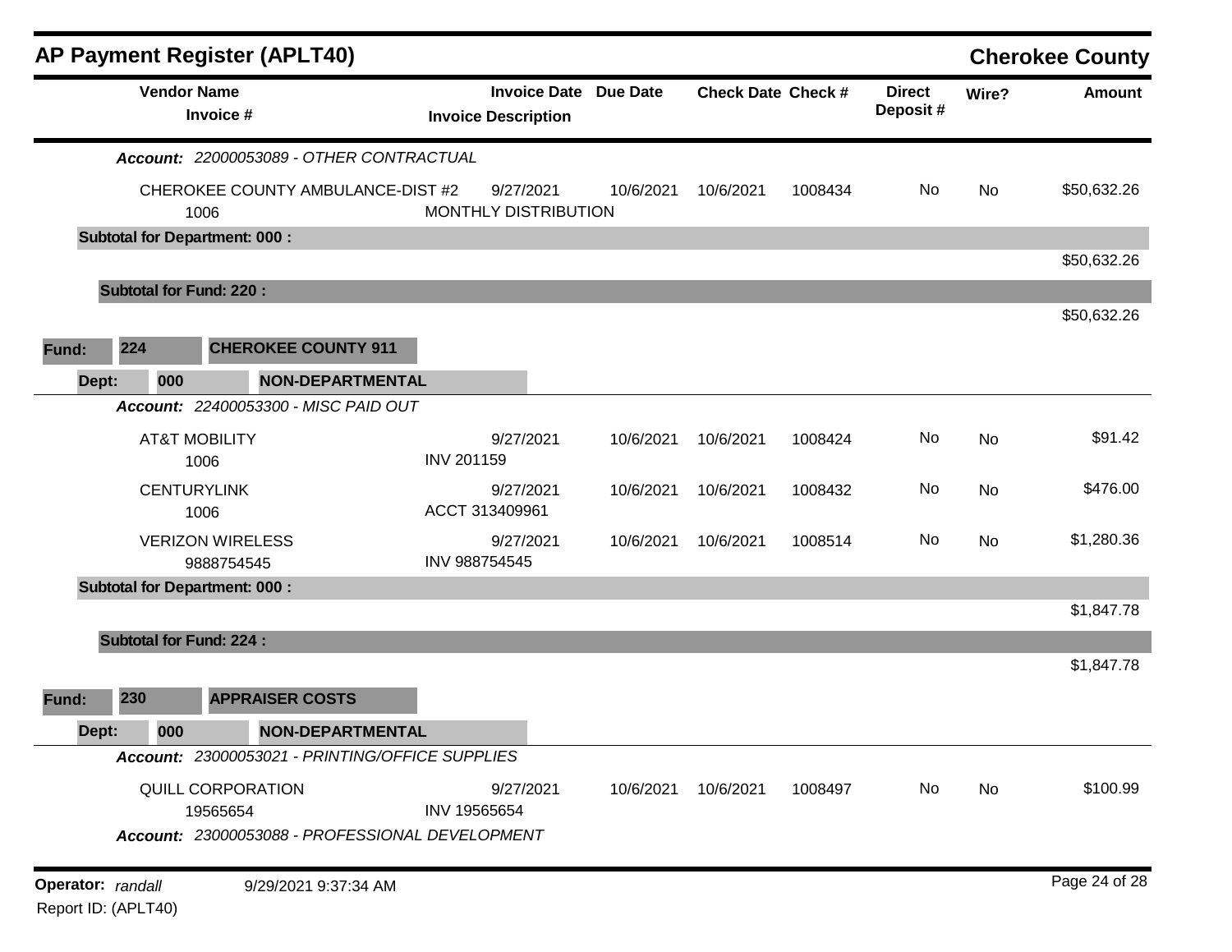## AP Payment Register (APLT40)

**Cherokee County**

| Vendor Name / Invoice # | Invoice Date / Invoice Description | Due Date | Check Date | Check # | Direct Deposit # | Wire? | Amount |
|---|---|---|---|---|---|---|---|
| ***Account:*** *22000053089 - OTHER CONTRACTUAL* | | | | | | | |
| CHEROKEE COUNTY AMBULANCE-DIST #2 / 1006 | 9/27/2021 / MONTHLY DISTRIBUTION | 10/6/2021 | 10/6/2021 | 1008434 | No | No | $50,632.26 |
| **Subtotal for Department: 000 :** | | | | | | | $50,632.26 |
| **Subtotal for Fund: 220 :** | | | | | | | $50,632.26 |

**Fund: 224 CHEROKEE COUNTY 911**

**Dept: 000 NON-DEPARTMENTAL**

| Vendor Name / Invoice # | Invoice Date / Invoice Description | Due Date | Check Date | Check # | Direct Deposit # | Wire? | Amount |
|---|---|---|---|---|---|---|---|
| ***Account:*** *22400053300 - MISC PAID OUT* | | | | | | | |
| AT&T MOBILITY / 1006 | 9/27/2021 / INV 201159 | 10/6/2021 | 10/6/2021 | 1008424 | No | No | $91.42 |
| CENTURYLINK / 1006 | 9/27/2021 / ACCT 313409961 | 10/6/2021 | 10/6/2021 | 1008432 | No | No | $476.00 |
| VERIZON WIRELESS / 9888754545 | 9/27/2021 / INV 988754545 | 10/6/2021 | 10/6/2021 | 1008514 | No | No | $1,280.36 |
| **Subtotal for Department: 000 :** | | | | | | | $1,847.78 |
| **Subtotal for Fund: 224 :** | | | | | | | $1,847.78 |

**Fund: 230 APPRAISER COSTS**

**Dept: 000 NON-DEPARTMENTAL**

| Vendor Name / Invoice # | Invoice Date / Invoice Description | Due Date | Check Date | Check # | Direct Deposit # | Wire? | Amount |
|---|---|---|---|---|---|---|---|
| ***Account:*** *23000053021 - PRINTING/OFFICE SUPPLIES* | | | | | | | |
| QUILL CORPORATION / 19565654 | 9/27/2021 / INV 19565654 | 10/6/2021 | 10/6/2021 | 1008497 | No | No | $100.99 |
| ***Account:*** *23000053088 - PROFESSIONAL DEVELOPMENT* | | | | | | | |

**Operator:** *randall* 9/29/2021 9:37:34 AM

Report ID: (APLT40)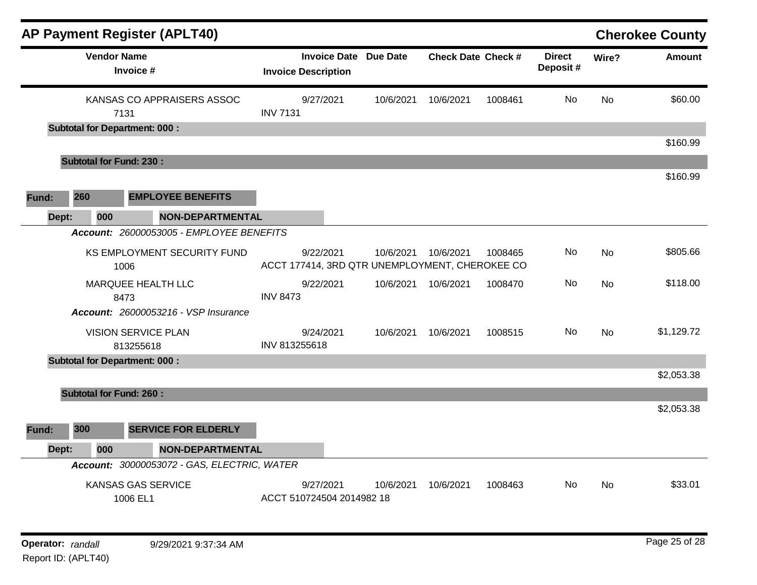## AP Payment Register (APLT40)

**Cherokee County**

| Vendor Name / Invoice # | Invoice Date / Invoice Description | Due Date | Check Date | Check # | Direct Deposit # | Wire? | Amount |
|---|---|---|---|---|---|---|---|
| KANSAS CO APPRAISERS ASSOC<br>7131 | 9/27/2021<br>INV 7131 | 10/6/2021 | 10/6/2021 | 1008461 | No | No | $60.00 |
| **Subtotal for Department: 000 :** | | | | | | | $160.99 |
| **Subtotal for Fund: 230 :** | | | | | | | $160.99 |

**Fund: 260 EMPLOYEE BENEFITS**

**Dept: 000 NON-DEPARTMENTAL**

***Account:*** *26000053005 - EMPLOYEE BENEFITS*

| Vendor Name / Invoice # | Invoice Date / Invoice Description | Due Date | Check Date | Check # | Direct Deposit # | Wire? | Amount |
|---|---|---|---|---|---|---|---|
| KS EMPLOYMENT SECURITY FUND<br>1006 | 9/22/2021<br>ACCT 177414, 3RD QTR UNEMPLOYMENT, CHEROKEE CO | 10/6/2021 | 10/6/2021 | 1008465 | No | No | $805.66 |
| MARQUEE HEALTH LLC<br>8473 | 9/22/2021<br>INV 8473 | 10/6/2021 | 10/6/2021 | 1008470 | No | No | $118.00 |

***Account:*** *26000053216 - VSP Insurance*

| Vendor Name / Invoice # | Invoice Date / Invoice Description | Due Date | Check Date | Check # | Direct Deposit # | Wire? | Amount |
|---|---|---|---|---|---|---|---|
| VISION SERVICE PLAN<br>813255618 | 9/24/2021<br>INV 813255618 | 10/6/2021 | 10/6/2021 | 1008515 | No | No | $1,129.72 |
| **Subtotal for Department: 000 :** | | | | | | | $2,053.38 |
| **Subtotal for Fund: 260 :** | | | | | | | $2,053.38 |

**Fund: 300 SERVICE FOR ELDERLY**

**Dept: 000 NON-DEPARTMENTAL**

***Account:*** *30000053072 - GAS, ELECTRIC, WATER*

| Vendor Name / Invoice # | Invoice Date / Invoice Description | Due Date | Check Date | Check # | Direct Deposit # | Wire? | Amount |
|---|---|---|---|---|---|---|---|
| KANSAS GAS SERVICE<br>1006 EL1 | 9/27/2021<br>ACCT 510724504 2014982 18 | 10/6/2021 | 10/6/2021 | 1008463 | No | No | $33.01 |

**Operator:** *randall* 9/29/2021 9:37:34 AM

Report ID: (APLT40)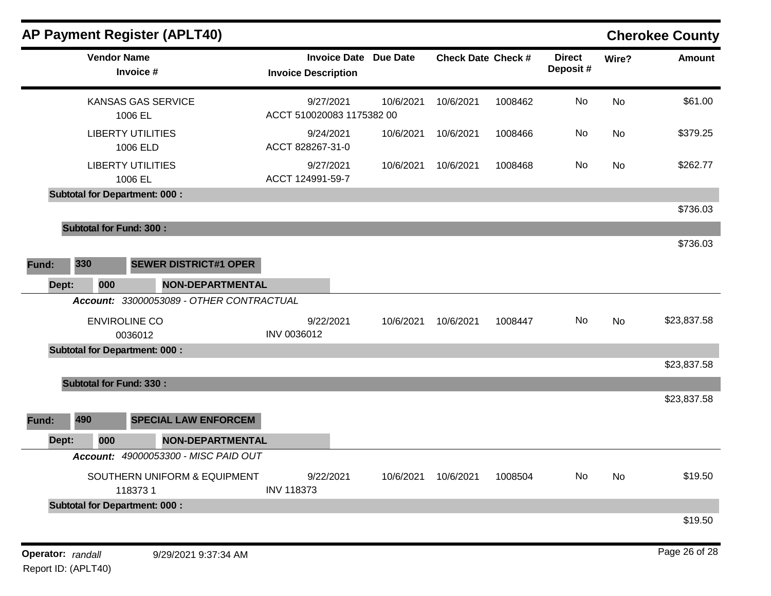## AP Payment Register (APLT40)

**Cherokee County**

| Vendor Name / Invoice # | Invoice Date / Invoice Description | Due Date | Check Date | Check # | Direct Deposit # | Wire? | Amount |
|---|---|---|---|---|---|---|---|
| KANSAS GAS SERVICE<br>1006 EL | 9/27/2021<br>ACCT 510020083 1175382 00 | 10/6/2021 | 10/6/2021 | 1008462 | No | No | $61.00 |
| LIBERTY UTILITIES<br>1006 ELD | 9/24/2021<br>ACCT 828267-31-0 | 10/6/2021 | 10/6/2021 | 1008466 | No | No | $379.25 |
| LIBERTY UTILITIES<br>1006 EL | 9/27/2021<br>ACCT 124991-59-7 | 10/6/2021 | 10/6/2021 | 1008468 | No | No | $262.77 |
| **Subtotal for Department: 000 :** | | | | | | | $736.03 |
| **Subtotal for Fund: 300 :** | | | | | | | $736.03 |

**Fund:** 330 **SEWER DISTRICT#1 OPER**

**Dept:** 000 **NON-DEPARTMENTAL**

***Account:*** *33000053089 - OTHER CONTRACTUAL*

| Vendor Name / Invoice # | Invoice Date / Invoice Description | Due Date | Check Date | Check # | Direct Deposit # | Wire? | Amount |
|---|---|---|---|---|---|---|---|
| ENVIROLINE CO<br>0036012 | 9/22/2021<br>INV 0036012 | 10/6/2021 | 10/6/2021 | 1008447 | No | No | $23,837.58 |
| **Subtotal for Department: 000 :** | | | | | | | $23,837.58 |
| **Subtotal for Fund: 330 :** | | | | | | | $23,837.58 |

**Fund:** 490 **SPECIAL LAW ENFORCEM**

**Dept:** 000 **NON-DEPARTMENTAL**

***Account:*** *49000053300 - MISC PAID OUT*

| Vendor Name / Invoice # | Invoice Date / Invoice Description | Due Date | Check Date | Check # | Direct Deposit # | Wire? | Amount |
|---|---|---|---|---|---|---|---|
| SOUTHERN UNIFORM & EQUIPMENT<br>118373 1 | 9/22/2021<br>INV 118373 | 10/6/2021 | 10/6/2021 | 1008504 | No | No | $19.50 |
| **Subtotal for Department: 000 :** | | | | | | | $19.50 |

**Operator:** *randall* 9/29/2021 9:37:34 AM

Report ID: (APLT40)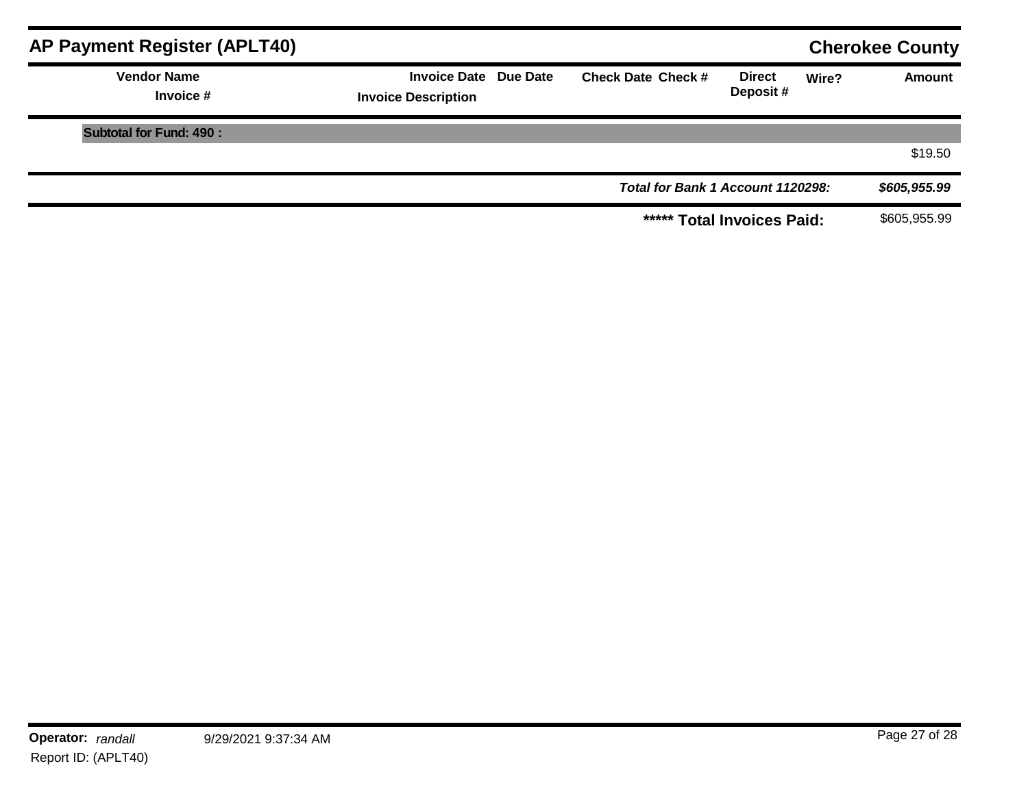## AP Payment Register (APLT40)

**Cherokee County**

| Vendor Name / Invoice # | Invoice Date / Invoice Description | Due Date | Check Date | Check # | Direct Deposit # | Wire? | Amount |
|---|---|---|---|---|---|---|---|
| **Subtotal for Fund: 490 :** | | | | | | | |
| | | | | | | | $19.50 |
| | | | | | | ***Total for Bank 1 Account 1120298:*** | ***$605,955.99*** |
| | | | | | | **\*\*\*\*\* Total Invoices Paid:** | $605,955.99 |

**Operator:** *randall* 9/29/2021 9:37:34 AM

Report ID: (APLT40)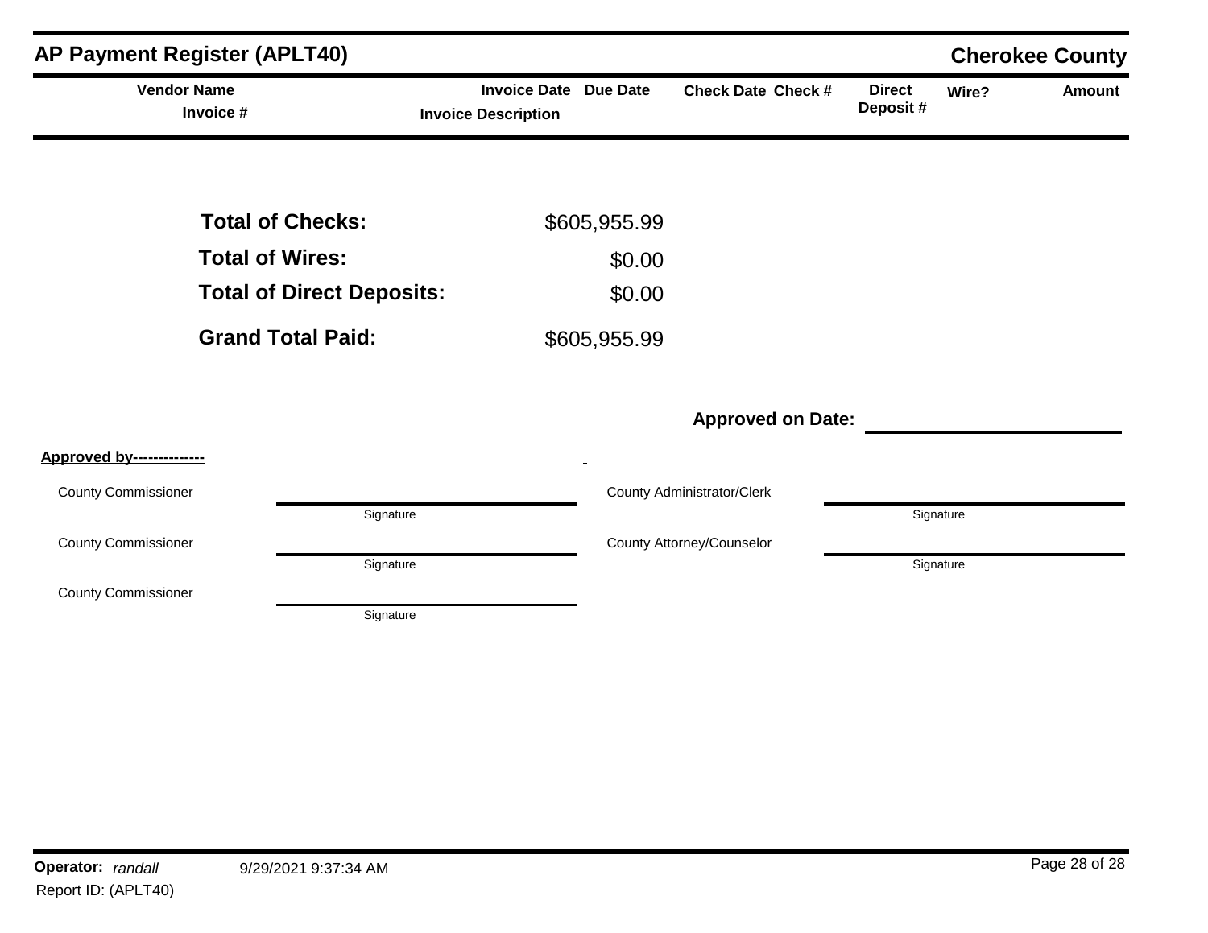## AP Payment Register (APLT40)

**Cherokee County**

| Vendor Name / Invoice # | Invoice Date / Invoice Description | Due Date | Check Date | Check # | Direct Deposit # | Wire? | Amount |
|---|---|---|---|---|---|---|---|

| | |
|---|---|
| **Total of Checks:** | $605,955.99 |
| **Total of Wires:** | $0.00 |
| **Total of Direct Deposits:** | $0.00 |
| **Grand Total Paid:** | $605,955.99 |

**Approved on Date:** \_\_\_\_\_\_\_\_\_\_\_\_\_\_\_\_\_\_\_\_

**Approved by-------------**

| | | | |
|---|---|---|---|
| County Commissioner | \_\_\_\_\_\_\_\_\_\_\_\_\_\_\_\_ Signature | County Administrator/Clerk | \_\_\_\_\_\_\_\_\_\_\_\_\_\_\_\_ Signature |
| County Commissioner | \_\_\_\_\_\_\_\_\_\_\_\_\_\_\_\_ Signature | County Attorney/Counselor | \_\_\_\_\_\_\_\_\_\_\_\_\_\_\_\_ Signature |
| County Commissioner | \_\_\_\_\_\_\_\_\_\_\_\_\_\_\_\_ Signature | | |

**Operator:** *randall* 9/29/2021 9:37:34 AM

Report ID: (APLT40)